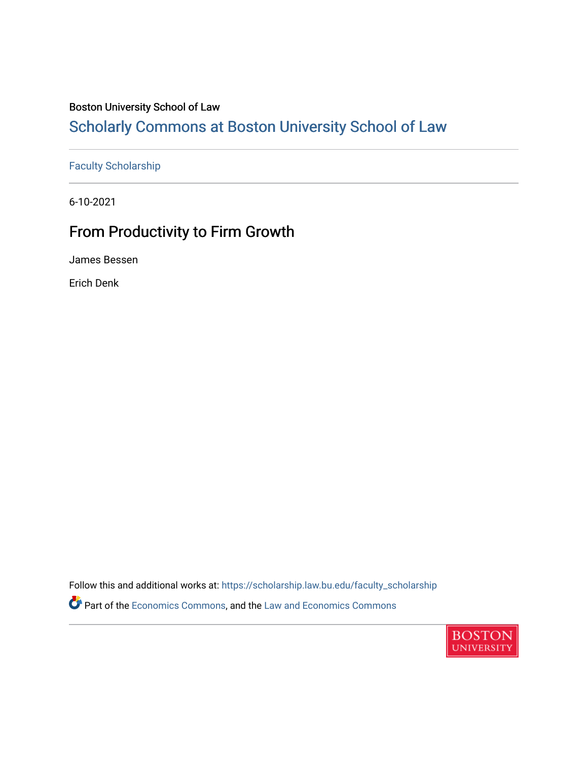Boston University School of Law

## Scholarly Commons at Boston University School of Law

Faculty Scholarship

6-10-2021

# From Productivity to Firm Growth

James Bessen

Erich Denk

Follow this and additional works at: https://scholarship.law.bu.edu/faculty_scholarship

Part of the Economics Commons, and the Law and Economics Commons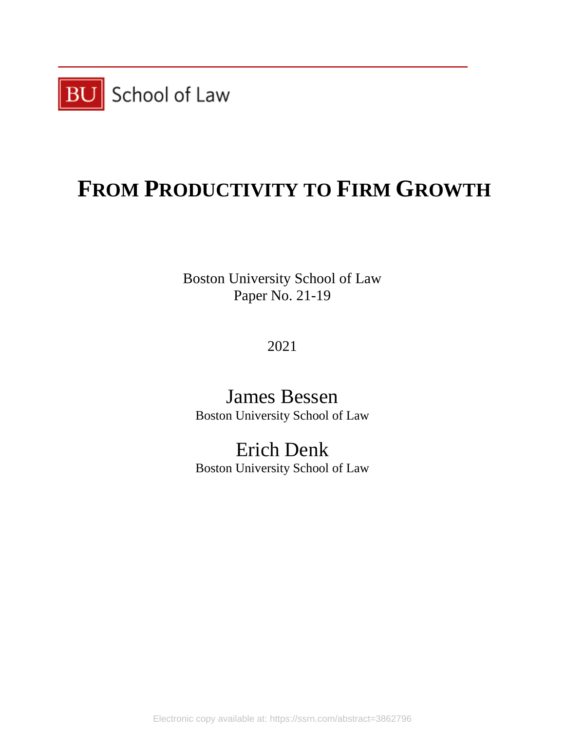BU School of Law

# FROM PRODUCTIVITY TO FIRM GROWTH

Boston University School of Law
Paper No. 21-19

2021

James Bessen
Boston University School of Law

Erich Denk
Boston University School of Law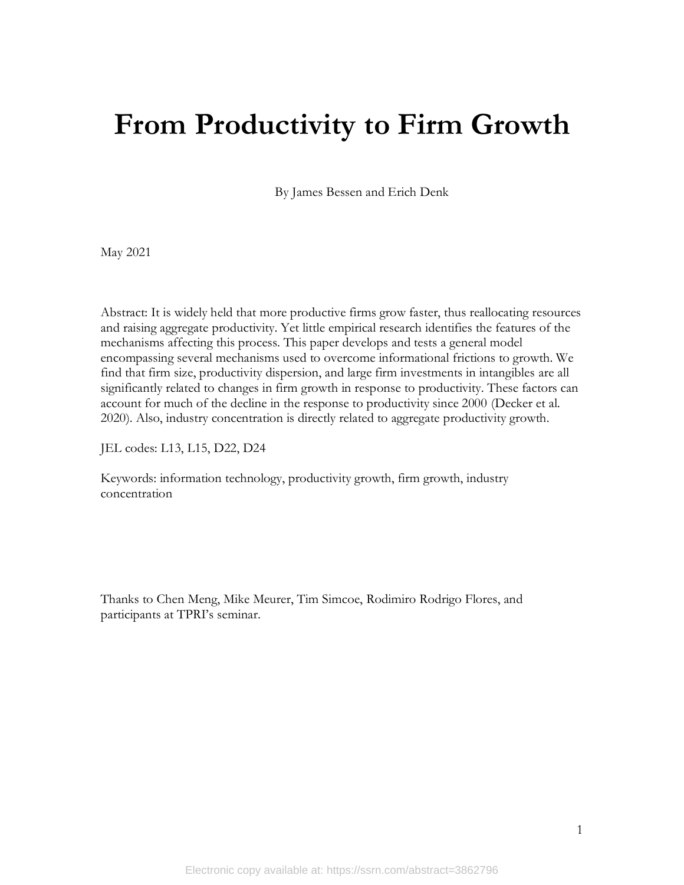# From Productivity to Firm Growth

By James Bessen and Erich Denk

May 2021

Abstract: It is widely held that more productive firms grow faster, thus reallocating resources and raising aggregate productivity. Yet little empirical research identifies the features of the mechanisms affecting this process. This paper develops and tests a general model encompassing several mechanisms used to overcome informational frictions to growth. We find that firm size, productivity dispersion, and large firm investments in intangibles are all significantly related to changes in firm growth in response to productivity. These factors can account for much of the decline in the response to productivity since 2000 (Decker et al. 2020). Also, industry concentration is directly related to aggregate productivity growth.

JEL codes: L13, L15, D22, D24

Keywords: information technology, productivity growth, firm growth, industry concentration

Thanks to Chen Meng, Mike Meurer, Tim Simcoe, Rodimiro Rodrigo Flores, and participants at TPRI's seminar.

Electronic copy available at: https://ssrn.com/abstract=3862796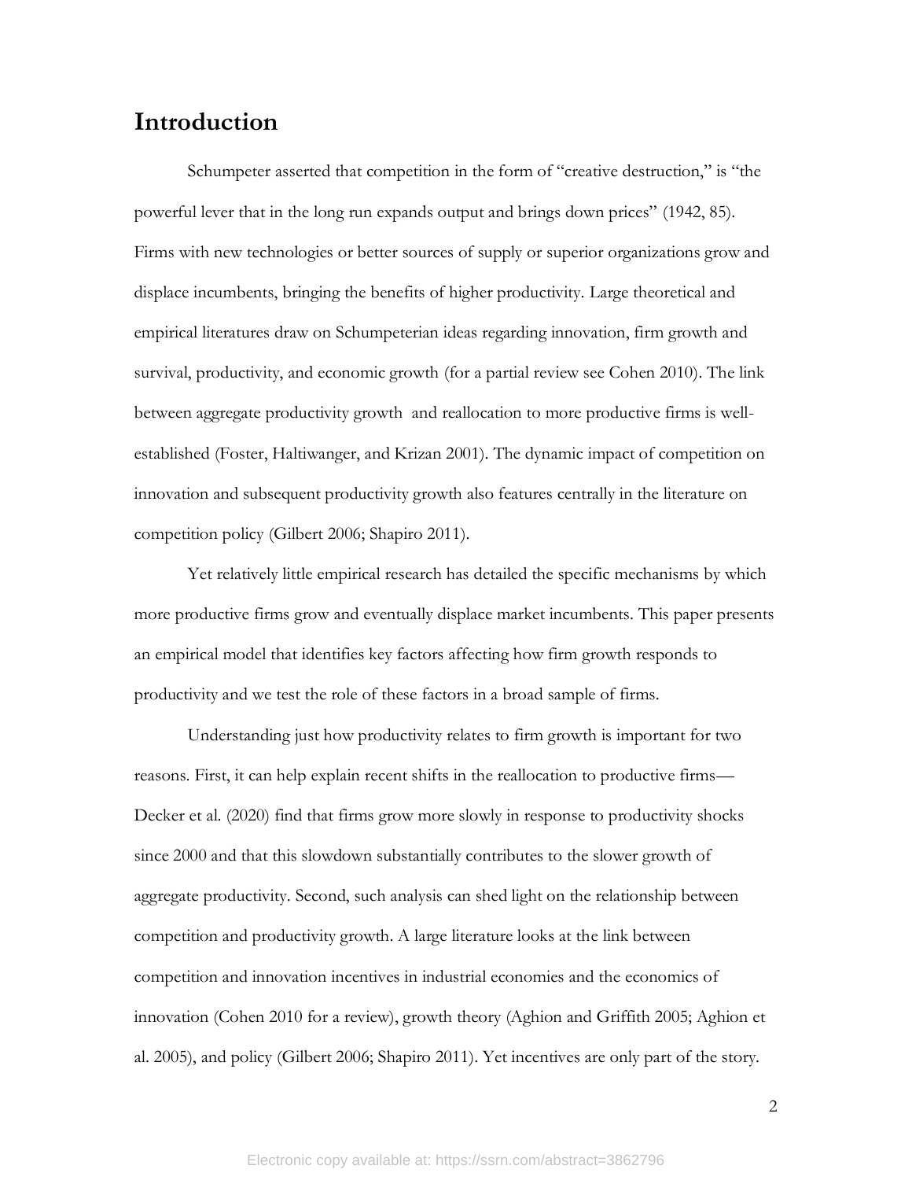# Introduction

Schumpeter asserted that competition in the form of "creative destruction," is "the powerful lever that in the long run expands output and brings down prices" (1942, 85). Firms with new technologies or better sources of supply or superior organizations grow and displace incumbents, bringing the benefits of higher productivity. Large theoretical and empirical literatures draw on Schumpeterian ideas regarding innovation, firm growth and survival, productivity, and economic growth (for a partial review see Cohen 2010). The link between aggregate productivity growth and reallocation to more productive firms is well-established (Foster, Haltiwanger, and Krizan 2001). The dynamic impact of competition on innovation and subsequent productivity growth also features centrally in the literature on competition policy (Gilbert 2006; Shapiro 2011).

Yet relatively little empirical research has detailed the specific mechanisms by which more productive firms grow and eventually displace market incumbents. This paper presents an empirical model that identifies key factors affecting how firm growth responds to productivity and we test the role of these factors in a broad sample of firms.

Understanding just how productivity relates to firm growth is important for two reasons. First, it can help explain recent shifts in the reallocation to productive firms—Decker et al. (2020) find that firms grow more slowly in response to productivity shocks since 2000 and that this slowdown substantially contributes to the slower growth of aggregate productivity. Second, such analysis can shed light on the relationship between competition and productivity growth. A large literature looks at the link between competition and innovation incentives in industrial economies and the economics of innovation (Cohen 2010 for a review), growth theory (Aghion and Griffith 2005; Aghion et al. 2005), and policy (Gilbert 2006; Shapiro 2011). Yet incentives are only part of the story.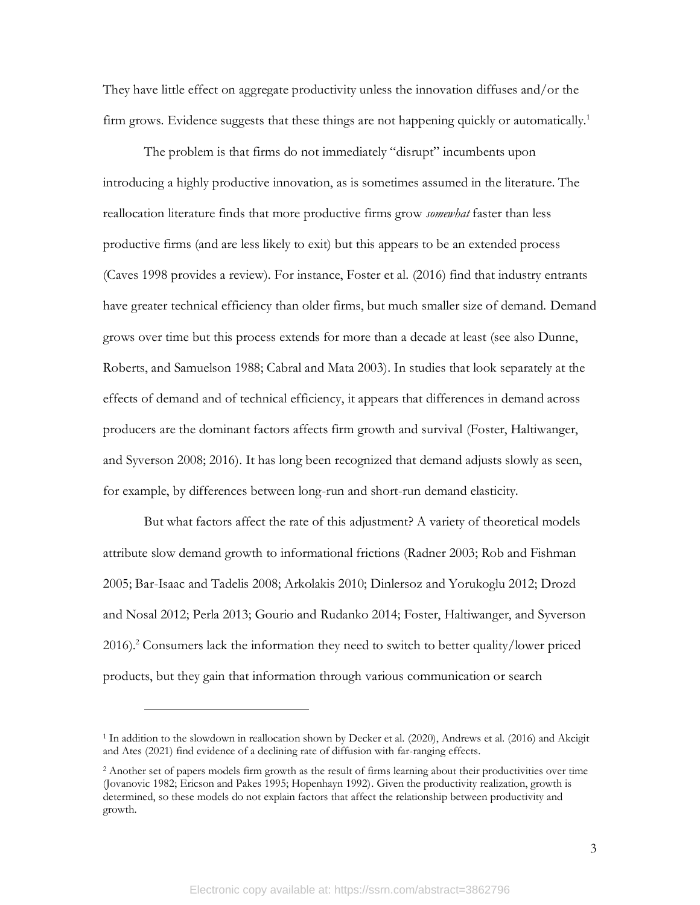They have little effect on aggregate productivity unless the innovation diffuses and/or the firm grows. Evidence suggests that these things are not happening quickly or automatically.[1]

The problem is that firms do not immediately "disrupt" incumbents upon introducing a highly productive innovation, as is sometimes assumed in the literature. The reallocation literature finds that more productive firms grow *somewhat* faster than less productive firms (and are less likely to exit) but this appears to be an extended process (Caves 1998 provides a review). For instance, Foster et al. (2016) find that industry entrants have greater technical efficiency than older firms, but much smaller size of demand. Demand grows over time but this process extends for more than a decade at least (see also Dunne, Roberts, and Samuelson 1988; Cabral and Mata 2003). In studies that look separately at the effects of demand and of technical efficiency, it appears that differences in demand across producers are the dominant factors affects firm growth and survival (Foster, Haltiwanger, and Syverson 2008; 2016). It has long been recognized that demand adjusts slowly as seen, for example, by differences between long-run and short-run demand elasticity.

But what factors affect the rate of this adjustment? A variety of theoretical models attribute slow demand growth to informational frictions (Radner 2003; Rob and Fishman 2005; Bar-Isaac and Tadelis 2008; Arkolakis 2010; Dinlersoz and Yorukoglu 2012; Drozd and Nosal 2012; Perla 2013; Gourio and Rudanko 2014; Foster, Haltiwanger, and Syverson 2016).[2] Consumers lack the information they need to switch to better quality/lower priced products, but they gain that information through various communication or search

[1] In addition to the slowdown in reallocation shown by Decker et al. (2020), Andrews et al. (2016) and Akcigit and Ates (2021) find evidence of a declining rate of diffusion with far-ranging effects.

[2] Another set of papers models firm growth as the result of firms learning about their productivities over time (Jovanovic 1982; Ericson and Pakes 1995; Hopenhayn 1992). Given the productivity realization, growth is determined, so these models do not explain factors that affect the relationship between productivity and growth.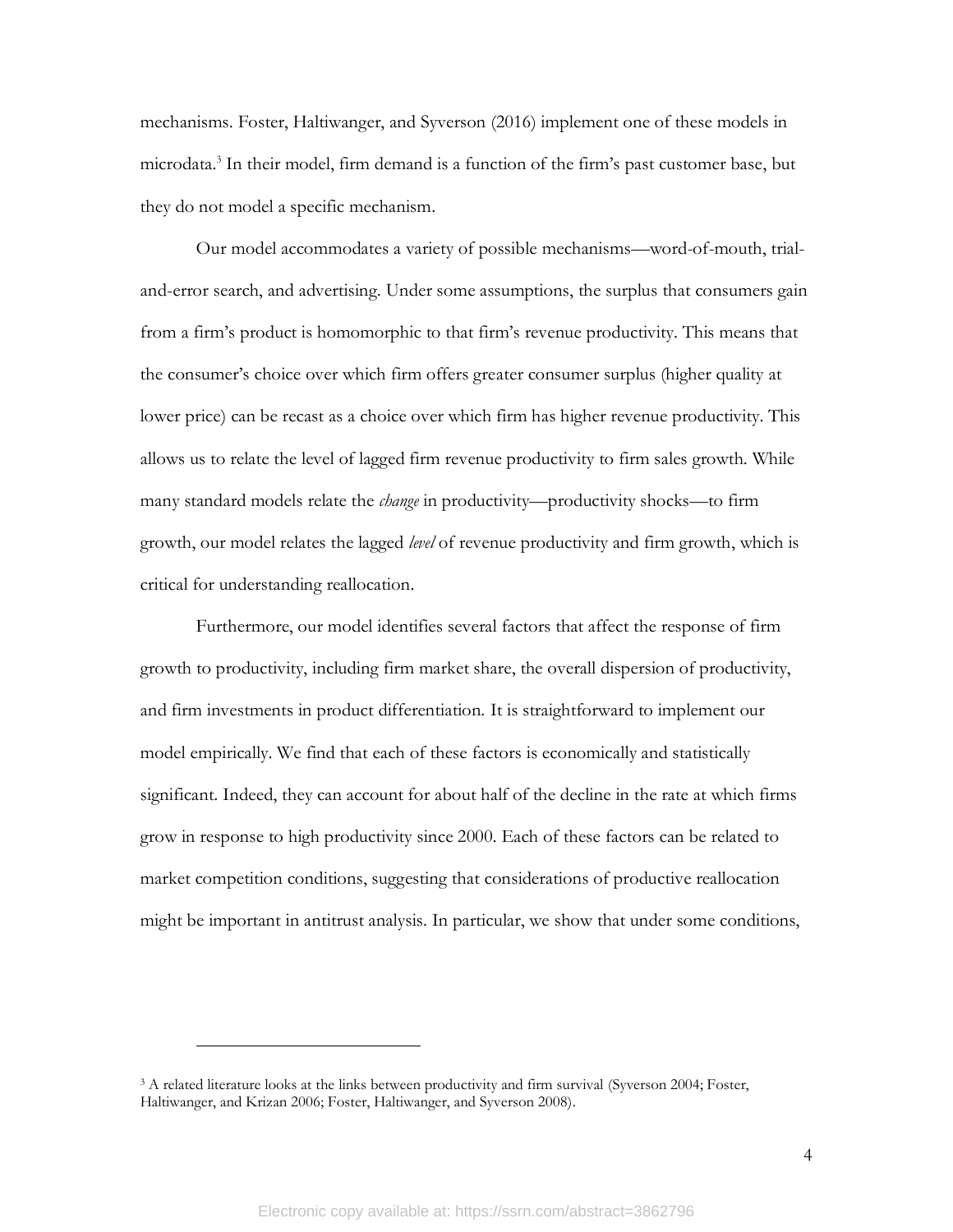mechanisms. Foster, Haltiwanger, and Syverson (2016) implement one of these models in microdata.[3] In their model, firm demand is a function of the firm's past customer base, but they do not model a specific mechanism.

Our model accommodates a variety of possible mechanisms—word-of-mouth, trial-and-error search, and advertising. Under some assumptions, the surplus that consumers gain from a firm's product is homomorphic to that firm's revenue productivity. This means that the consumer's choice over which firm offers greater consumer surplus (higher quality at lower price) can be recast as a choice over which firm has higher revenue productivity. This allows us to relate the level of lagged firm revenue productivity to firm sales growth. While many standard models relate the *change* in productivity—productivity shocks—to firm growth, our model relates the lagged *level* of revenue productivity and firm growth, which is critical for understanding reallocation.

Furthermore, our model identifies several factors that affect the response of firm growth to productivity, including firm market share, the overall dispersion of productivity, and firm investments in product differentiation. It is straightforward to implement our model empirically. We find that each of these factors is economically and statistically significant. Indeed, they can account for about half of the decline in the rate at which firms grow in response to high productivity since 2000. Each of these factors can be related to market competition conditions, suggesting that considerations of productive reallocation might be important in antitrust analysis. In particular, we show that under some conditions,

---

[3] A related literature looks at the links between productivity and firm survival (Syverson 2004; Foster, Haltiwanger, and Krizan 2006; Foster, Haltiwanger, and Syverson 2008).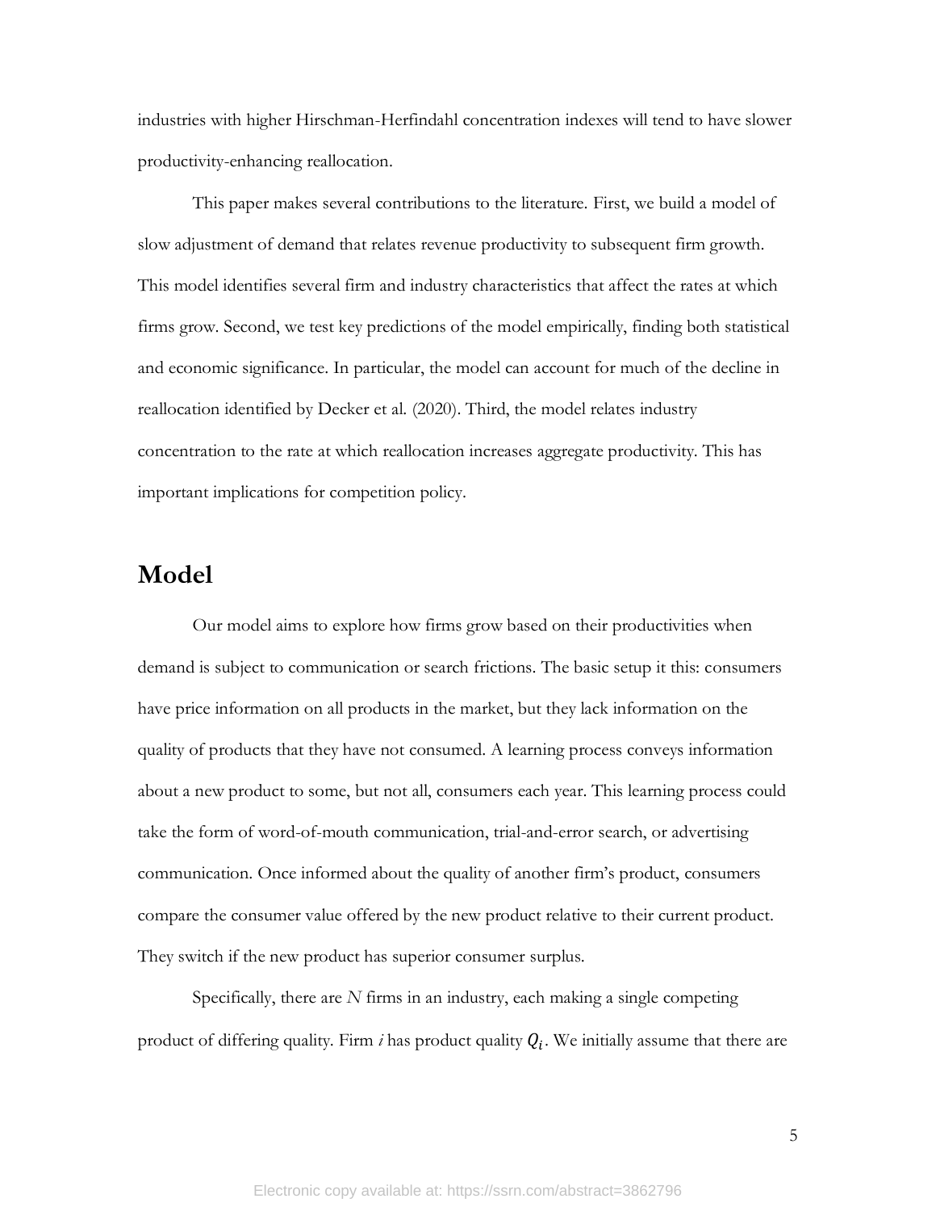industries with higher Hirschman-Herfindahl concentration indexes will tend to have slower productivity-enhancing reallocation.

This paper makes several contributions to the literature. First, we build a model of slow adjustment of demand that relates revenue productivity to subsequent firm growth. This model identifies several firm and industry characteristics that affect the rates at which firms grow. Second, we test key predictions of the model empirically, finding both statistical and economic significance. In particular, the model can account for much of the decline in reallocation identified by Decker et al. (2020). Third, the model relates industry concentration to the rate at which reallocation increases aggregate productivity. This has important implications for competition policy.

## Model

Our model aims to explore how firms grow based on their productivities when demand is subject to communication or search frictions. The basic setup it this: consumers have price information on all products in the market, but they lack information on the quality of products that they have not consumed. A learning process conveys information about a new product to some, but not all, consumers each year. This learning process could take the form of word-of-mouth communication, trial-and-error search, or advertising communication. Once informed about the quality of another firm's product, consumers compare the consumer value offered by the new product relative to their current product. They switch if the new product has superior consumer surplus.

Specifically, there are *N* firms in an industry, each making a single competing product of differing quality. Firm *i* has product quality $Q_i$. We initially assume that there are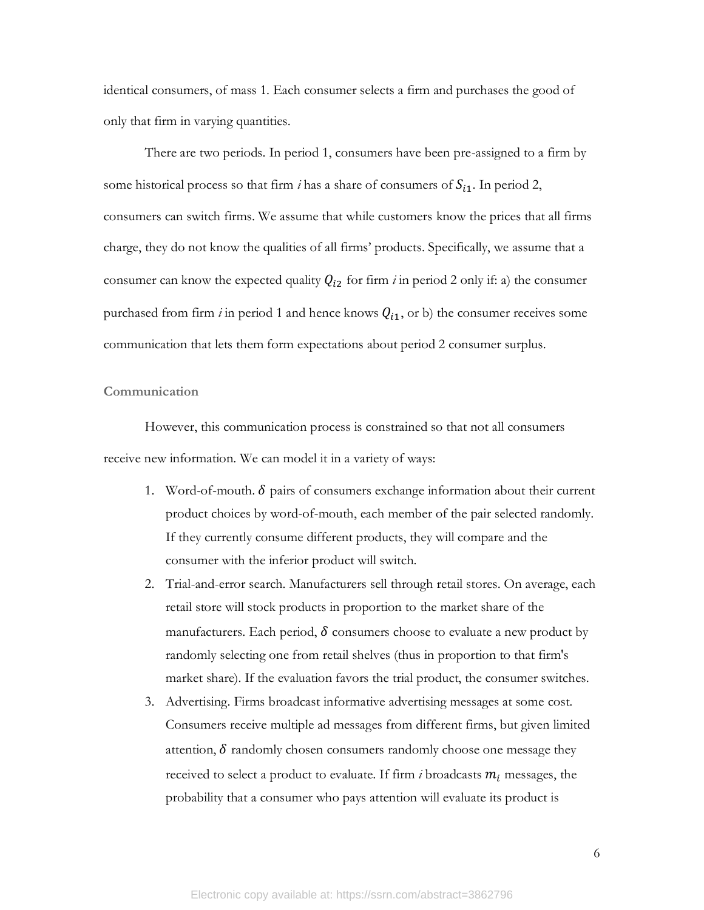identical consumers, of mass 1. Each consumer selects a firm and purchases the good of only that firm in varying quantities.

There are two periods. In period 1, consumers have been pre-assigned to a firm by some historical process so that firm *i* has a share of consumers of $S_{i1}$. In period 2, consumers can switch firms. We assume that while customers know the prices that all firms charge, they do not know the qualities of all firms' products. Specifically, we assume that a consumer can know the expected quality $Q_{i2}$ for firm *i* in period 2 only if: a) the consumer purchased from firm *i* in period 1 and hence knows $Q_{i1}$, or b) the consumer receives some communication that lets them form expectations about period 2 consumer surplus.

### Communication

However, this communication process is constrained so that not all consumers receive new information. We can model it in a variety of ways:

1. Word-of-mouth. $\delta$ pairs of consumers exchange information about their current product choices by word-of-mouth, each member of the pair selected randomly. If they currently consume different products, they will compare and the consumer with the inferior product will switch.
2. Trial-and-error search. Manufacturers sell through retail stores. On average, each retail store will stock products in proportion to the market share of the manufacturers. Each period, $\delta$ consumers choose to evaluate a new product by randomly selecting one from retail shelves (thus in proportion to that firm's market share). If the evaluation favors the trial product, the consumer switches.
3. Advertising. Firms broadcast informative advertising messages at some cost. Consumers receive multiple ad messages from different firms, but given limited attention, $\delta$ randomly chosen consumers randomly choose one message they received to select a product to evaluate. If firm *i* broadcasts $m_i$ messages, the probability that a consumer who pays attention will evaluate its product is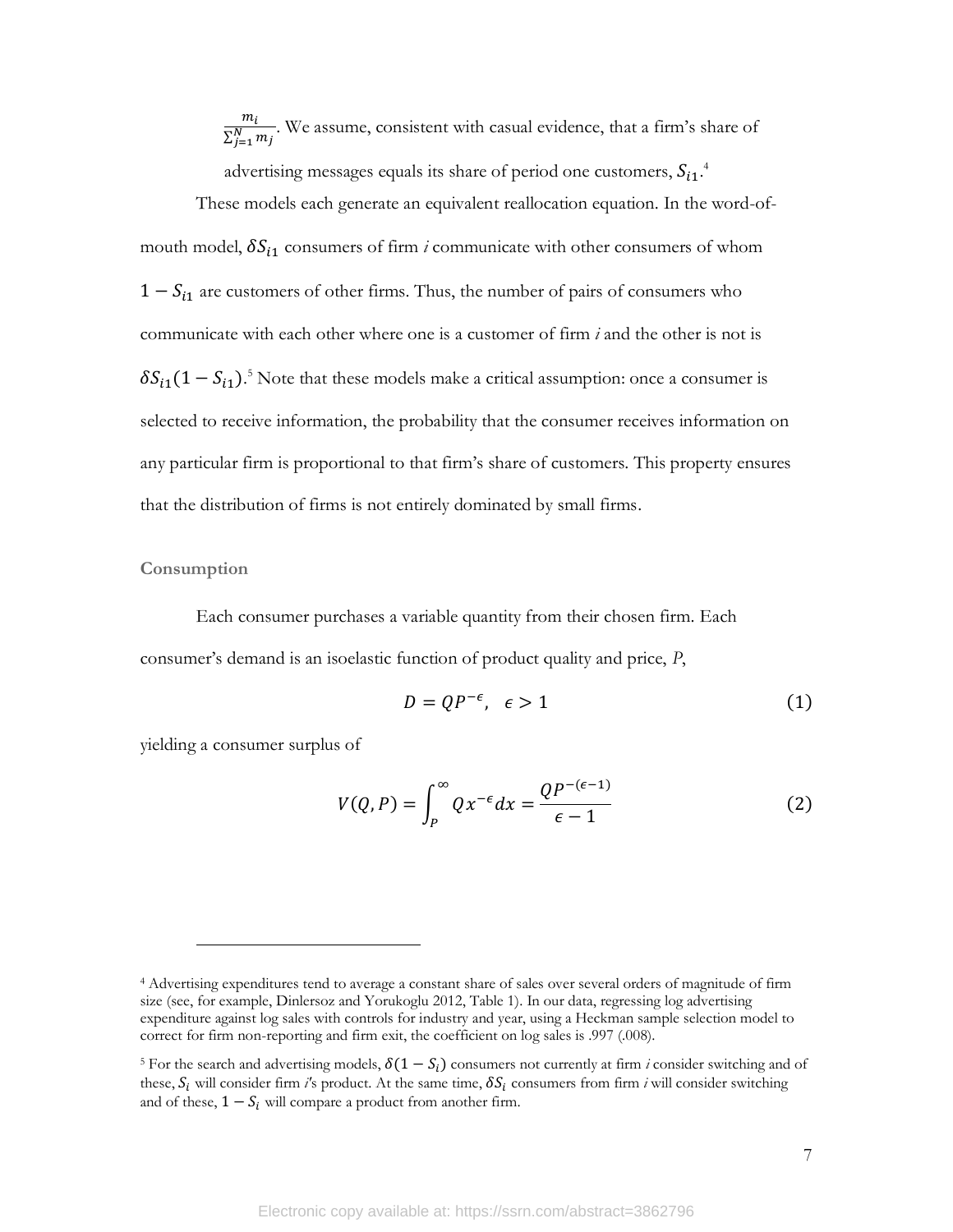$\frac{m_i}{\sum_{j=1}^{N} m_j}$. We assume, consistent with casual evidence, that a firm's share of advertising messages equals its share of period one customers, $S_{i1}$.[4]

These models each generate an equivalent reallocation equation. In the word-of-mouth model, $\delta S_{i1}$ consumers of firm *i* communicate with other consumers of whom $1 - S_{i1}$ are customers of other firms. Thus, the number of pairs of consumers who communicate with each other where one is a customer of firm *i* and the other is not is $\delta S_{i1}(1 - S_{i1})$.[5] Note that these models make a critical assumption: once a consumer is selected to receive information, the probability that the consumer receives information on any particular firm is proportional to that firm's share of customers. This property ensures that the distribution of firms is not entirely dominated by small firms.

### Consumption

Each consumer purchases a variable quantity from their chosen firm. Each consumer's demand is an isoelastic function of product quality and price, *P*,

$$D = QP^{-\epsilon}, \quad \epsilon > 1 \tag{1}$$

yielding a consumer surplus of

$$V(Q, P) = \int_{P}^{\infty} Qx^{-\epsilon} dx = \frac{QP^{-(\epsilon-1)}}{\epsilon - 1} \tag{2}$$

---

[4] Advertising expenditures tend to average a constant share of sales over several orders of magnitude of firm size (see, for example, Dinlersoz and Yorukoglu 2012, Table 1). In our data, regressing log advertising expenditure against log sales with controls for industry and year, using a Heckman sample selection model to correct for firm non-reporting and firm exit, the coefficient on log sales is .997 (.008).

[5] For the search and advertising models, $\delta(1 - S_i)$ consumers not currently at firm *i* consider switching and of these, $S_i$ will consider firm *i*'s product. At the same time, $\delta S_i$ consumers from firm *i* will consider switching and of these, $1 - S_i$ will compare a product from another firm.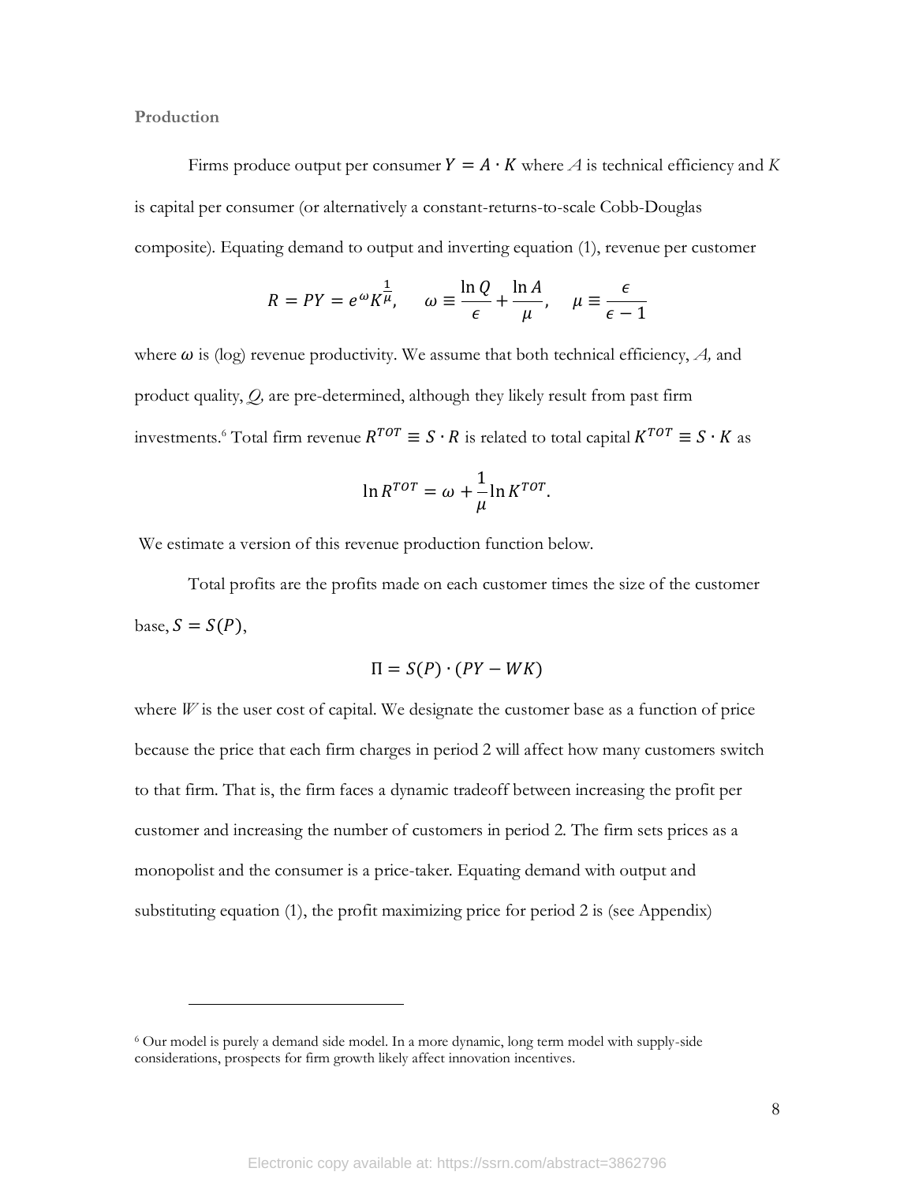**Production**

Firms produce output per consumer $Y = A \cdot K$ where $A$ is technical efficiency and $K$ is capital per consumer (or alternatively a constant-returns-to-scale Cobb-Douglas composite). Equating demand to output and inverting equation (1), revenue per customer

$$R = PY = e^{\omega} K^{\frac{1}{\mu}}, \quad \omega \equiv \frac{\ln Q}{\epsilon} + \frac{\ln A}{\mu}, \quad \mu \equiv \frac{\epsilon}{\epsilon - 1}$$

where $\omega$ is (log) revenue productivity. We assume that both technical efficiency, $A$, and product quality, $Q$, are pre-determined, although they likely result from past firm investments.[6] Total firm revenue $R^{TOT} \equiv S \cdot R$ is related to total capital $K^{TOT} \equiv S \cdot K$ as

$$\ln R^{TOT} = \omega + \frac{1}{\mu} \ln K^{TOT}.$$

We estimate a version of this revenue production function below.

Total profits are the profits made on each customer times the size of the customer base, $S = S(P)$,

$$\Pi = S(P) \cdot (PY - WK)$$

where $W$ is the user cost of capital. We designate the customer base as a function of price because the price that each firm charges in period 2 will affect how many customers switch to that firm. That is, the firm faces a dynamic tradeoff between increasing the profit per customer and increasing the number of customers in period 2. The firm sets prices as a monopolist and the consumer is a price-taker. Equating demand with output and substituting equation (1), the profit maximizing price for period 2 is (see Appendix)

---

[6] Our model is purely a demand side model. In a more dynamic, long term model with supply-side considerations, prospects for firm growth likely affect innovation incentives.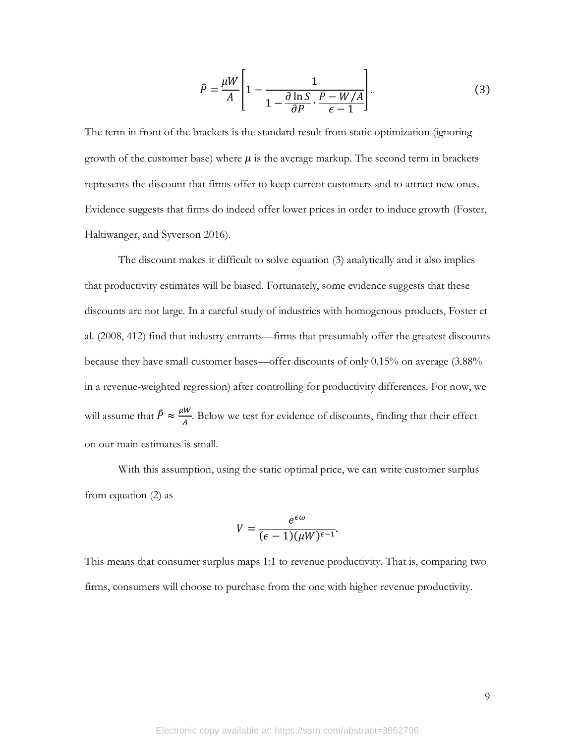$$\hat{P} = \frac{\mu W}{A}\left[1 - \frac{1}{1 - \frac{\partial \ln S}{\partial P} \cdot \frac{P - W/A}{\epsilon - 1}}\right]. \tag{3}$$

The term in front of the brackets is the standard result from static optimization (ignoring growth of the customer base) where $\mu$ is the average markup. The second term in brackets represents the discount that firms offer to keep current customers and to attract new ones. Evidence suggests that firms do indeed offer lower prices in order to induce growth (Foster, Haltiwanger, and Syverson 2016).

The discount makes it difficult to solve equation (3) analytically and it also implies that productivity estimates will be biased. Fortunately, some evidence suggests that these discounts are not large. In a careful study of industries with homogenous products, Foster et al. (2008, 412) find that industry entrants—firms that presumably offer the greatest discounts because they have small customer bases—offer discounts of only 0.15% on average (3.88% in a revenue-weighted regression) after controlling for productivity differences. For now, we will assume that $\hat{P} \approx \frac{\mu W}{A}$. Below we test for evidence of discounts, finding that their effect on our main estimates is small.

With this assumption, using the static optimal price, we can write customer surplus from equation (2) as

$$V = \frac{e^{\epsilon \omega}}{(\epsilon - 1)(\mu W)^{\epsilon - 1}}.$$

This means that consumer surplus maps 1:1 to revenue productivity. That is, comparing two firms, consumers will choose to purchase from the one with higher revenue productivity.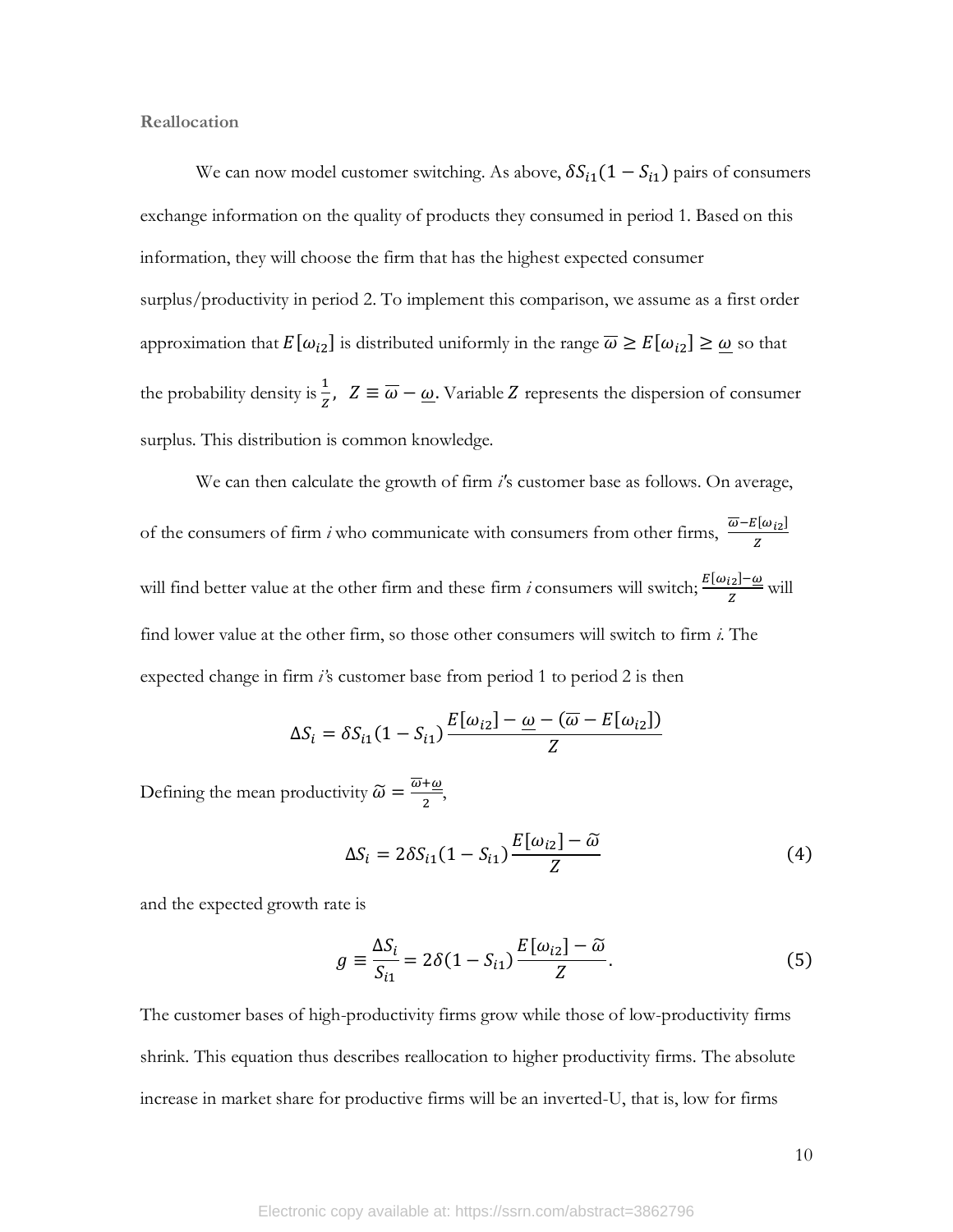**Reallocation**

We can now model customer switching. As above, $\delta S_{i1}(1 - S_{i1})$ pairs of consumers exchange information on the quality of products they consumed in period 1. Based on this information, they will choose the firm that has the highest expected consumer surplus/productivity in period 2. To implement this comparison, we assume as a first order approximation that $E[\omega_{i2}]$ is distributed uniformly in the range $\overline{\omega} \geq E[\omega_{i2}] \geq \underline{\omega}$ so that the probability density is $\frac{1}{Z}$, $Z \equiv \overline{\omega} - \underline{\omega}$. Variable $Z$ represents the dispersion of consumer surplus. This distribution is common knowledge.

We can then calculate the growth of firm *i*'s customer base as follows. On average, of the consumers of firm *i* who communicate with consumers from other firms, $\frac{\overline{\omega} - E[\omega_{i2}]}{Z}$ will find better value at the other firm and these firm *i* consumers will switch; $\frac{E[\omega_{i2}] - \underline{\omega}}{Z}$ will find lower value at the other firm, so those other consumers will switch to firm *i*. The expected change in firm *i*'s customer base from period 1 to period 2 is then

$$\Delta S_i = \delta S_{i1}(1 - S_{i1}) \frac{E[\omega_{i2}] - \underline{\omega} - (\overline{\omega} - E[\omega_{i2}])}{Z}$$

Defining the mean productivity $\widetilde{\omega} = \frac{\overline{\omega} + \underline{\omega}}{2}$,

$$\Delta S_i = 2\delta S_{i1}(1 - S_{i1}) \frac{E[\omega_{i2}] - \widetilde{\omega}}{Z} \tag{4}$$

and the expected growth rate is

$$g \equiv \frac{\Delta S_i}{S_{i1}} = 2\delta(1 - S_{i1}) \frac{E[\omega_{i2}] - \widetilde{\omega}}{Z}. \tag{5}$$

The customer bases of high-productivity firms grow while those of low-productivity firms shrink. This equation thus describes reallocation to higher productivity firms. The absolute increase in market share for productive firms will be an inverted-U, that is, low for firms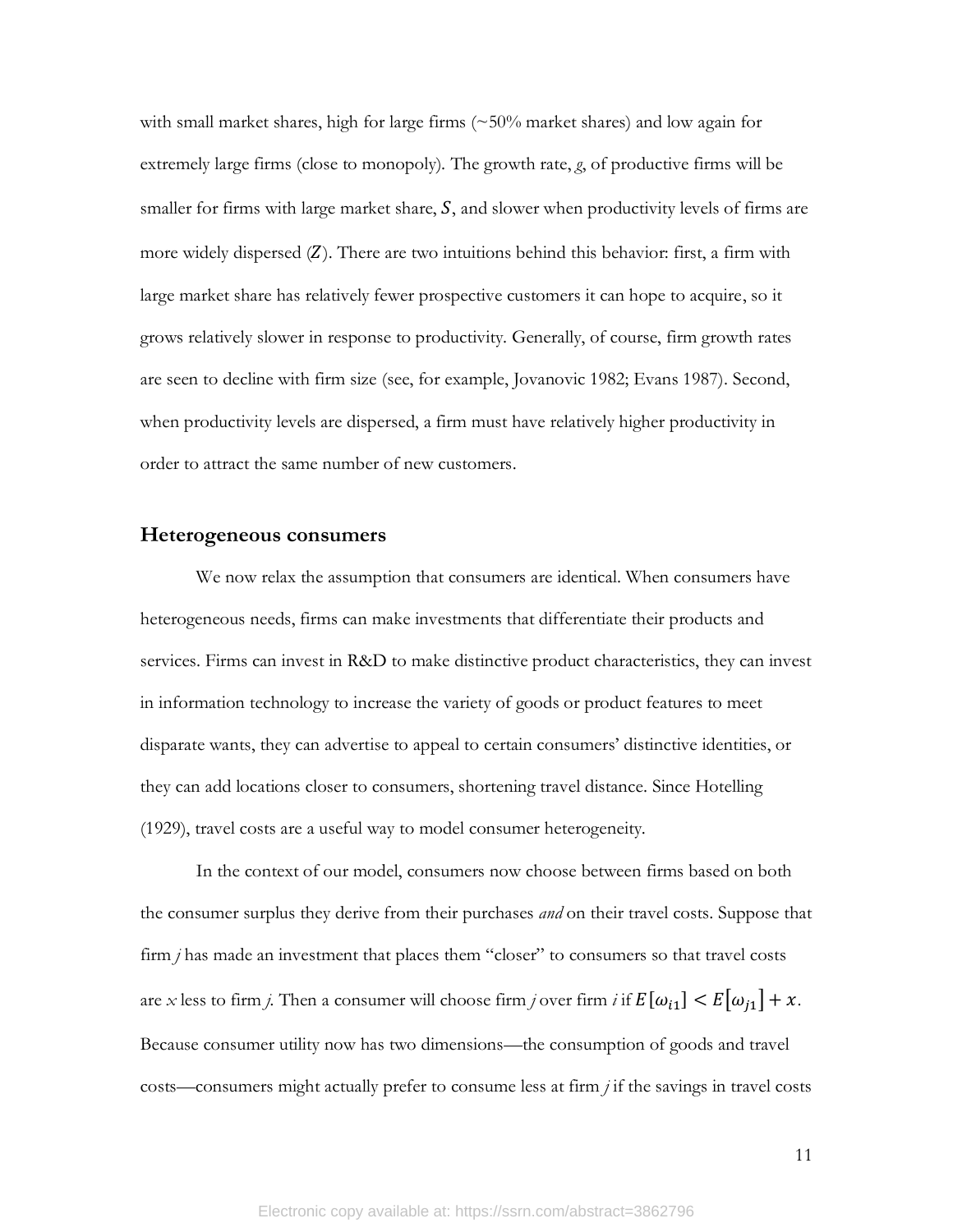with small market shares, high for large firms (~50% market shares) and low again for extremely large firms (close to monopoly). The growth rate, *g*, of productive firms will be smaller for firms with large market share, $S$, and slower when productivity levels of firms are more widely dispersed ($Z$). There are two intuitions behind this behavior: first, a firm with large market share has relatively fewer prospective customers it can hope to acquire, so it grows relatively slower in response to productivity. Generally, of course, firm growth rates are seen to decline with firm size (see, for example, Jovanovic 1982; Evans 1987). Second, when productivity levels are dispersed, a firm must have relatively higher productivity in order to attract the same number of new customers.

## Heterogeneous consumers

We now relax the assumption that consumers are identical. When consumers have heterogeneous needs, firms can make investments that differentiate their products and services. Firms can invest in R&D to make distinctive product characteristics, they can invest in information technology to increase the variety of goods or product features to meet disparate wants, they can advertise to appeal to certain consumers' distinctive identities, or they can add locations closer to consumers, shortening travel distance. Since Hotelling (1929), travel costs are a useful way to model consumer heterogeneity.

In the context of our model, consumers now choose between firms based on both the consumer surplus they derive from their purchases *and* on their travel costs. Suppose that firm *j* has made an investment that places them "closer" to consumers so that travel costs are *x* less to firm *j*. Then a consumer will choose firm *j* over firm *i* if $E[\omega_{i1}] < E[\omega_{j1}] + x$. Because consumer utility now has two dimensions—the consumption of goods and travel costs—consumers might actually prefer to consume less at firm *j* if the savings in travel costs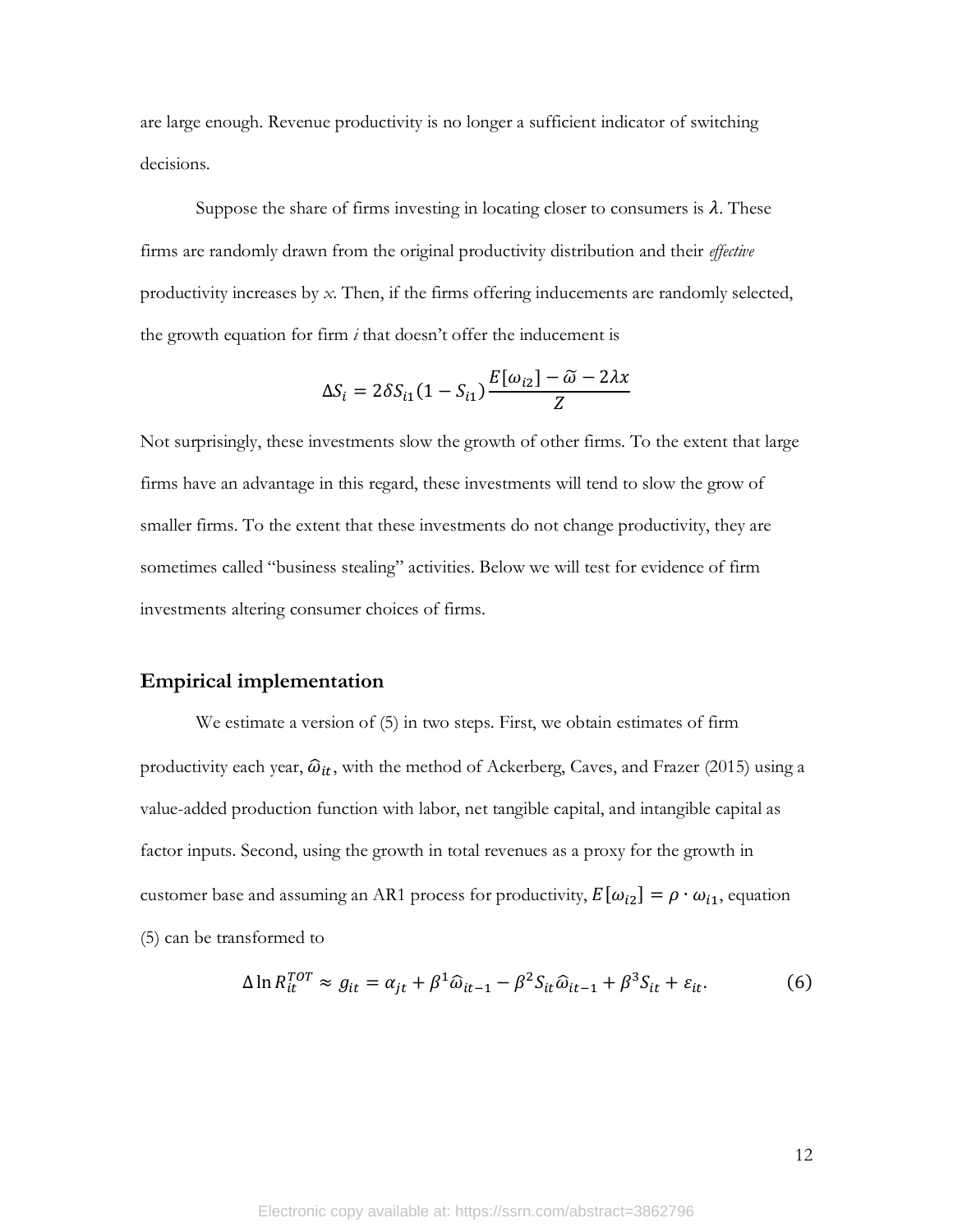are large enough. Revenue productivity is no longer a sufficient indicator of switching decisions.

Suppose the share of firms investing in locating closer to consumers is $\lambda$. These firms are randomly drawn from the original productivity distribution and their *effective* productivity increases by $x$. Then, if the firms offering inducements are randomly selected, the growth equation for firm $i$ that doesn't offer the inducement is

$$\Delta S_i = 2\delta S_{i1}(1 - S_{i1})\frac{E[\omega_{i2}] - \widetilde{\omega} - 2\lambda x}{Z}$$

Not surprisingly, these investments slow the growth of other firms. To the extent that large firms have an advantage in this regard, these investments will tend to slow the grow of smaller firms. To the extent that these investments do not change productivity, they are sometimes called "business stealing" activities. Below we will test for evidence of firm investments altering consumer choices of firms.

## Empirical implementation

We estimate a version of (5) in two steps. First, we obtain estimates of firm productivity each year, $\widehat{\omega}_{it}$, with the method of Ackerberg, Caves, and Frazer (2015) using a value-added production function with labor, net tangible capital, and intangible capital as factor inputs. Second, using the growth in total revenues as a proxy for the growth in customer base and assuming an AR1 process for productivity, $E[\omega_{i2}] = \rho \cdot \omega_{i1}$, equation (5) can be transformed to

$$\Delta \ln R_{it}^{TOT} \approx g_{it} = \alpha_{jt} + \beta^1 \widehat{\omega}_{it-1} - \beta^2 S_{it}\widehat{\omega}_{it-1} + \beta^3 S_{it} + \varepsilon_{it}. \tag{6}$$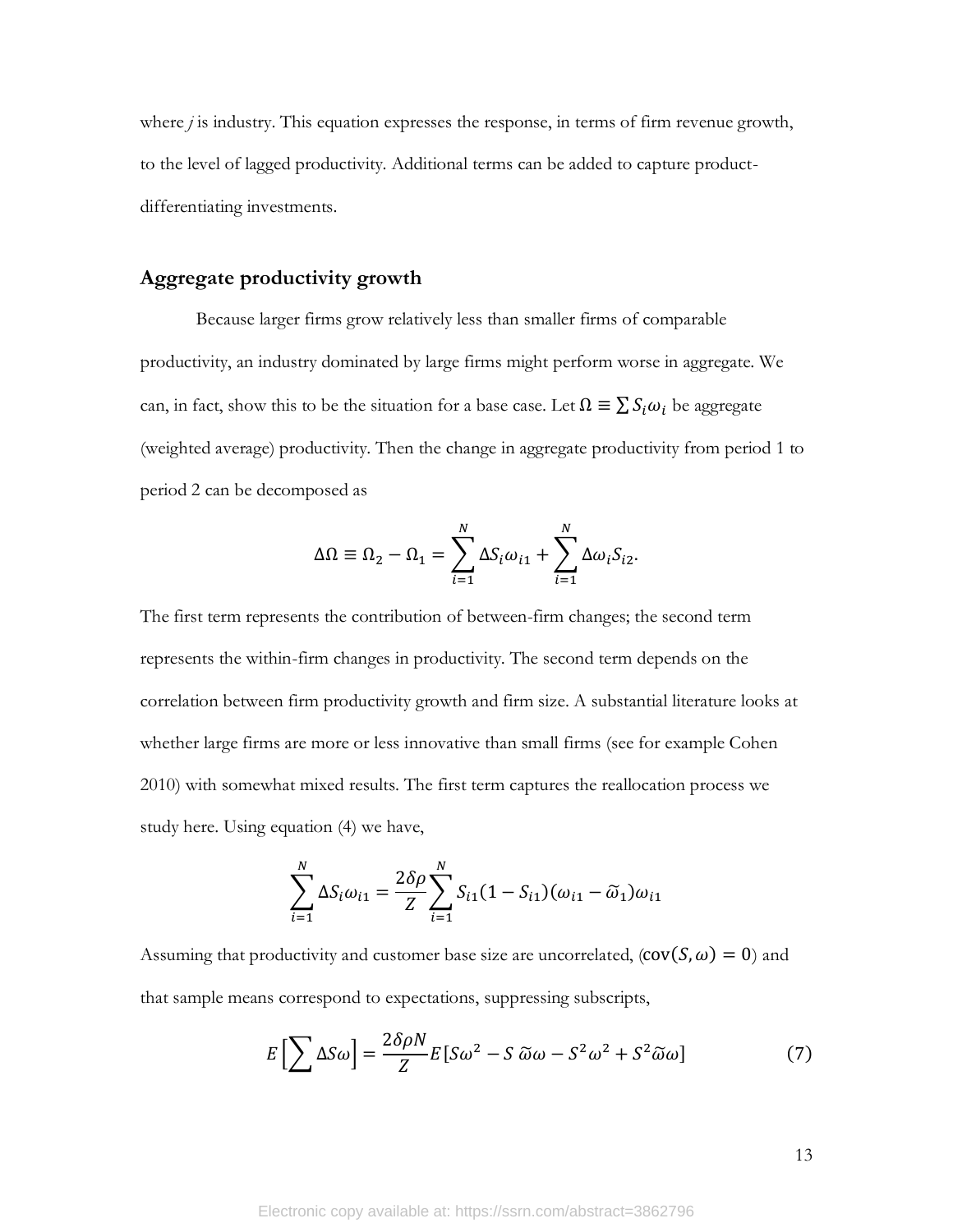where *j* is industry. This equation expresses the response, in terms of firm revenue growth, to the level of lagged productivity. Additional terms can be added to capture product-differentiating investments.

## Aggregate productivity growth

Because larger firms grow relatively less than smaller firms of comparable productivity, an industry dominated by large firms might perform worse in aggregate. We can, in fact, show this to be the situation for a base case. Let $\Omega \equiv \sum S_i \omega_i$ be aggregate (weighted average) productivity. Then the change in aggregate productivity from period 1 to period 2 can be decomposed as

$$\Delta\Omega \equiv \Omega_2 - \Omega_1 = \sum_{i=1}^{N} \Delta S_i \omega_{i1} + \sum_{i=1}^{N} \Delta \omega_i S_{i2}.$$

The first term represents the contribution of between-firm changes; the second term represents the within-firm changes in productivity. The second term depends on the correlation between firm productivity growth and firm size. A substantial literature looks at whether large firms are more or less innovative than small firms (see for example Cohen 2010) with somewhat mixed results. The first term captures the reallocation process we study here. Using equation (4) we have,

$$\sum_{i=1}^{N} \Delta S_i \omega_{i1} = \frac{2\delta\rho}{Z} \sum_{i=1}^{N} S_{i1}(1 - S_{i1})(\omega_{i1} - \widetilde{\omega}_1)\omega_{i1}$$

Assuming that productivity and customer base size are uncorrelated, ($\text{cov}(S, \omega) = 0$) and that sample means correspond to expectations, suppressing subscripts,

$$E\left[\sum \Delta S\omega\right] = \frac{2\delta\rho N}{Z} E[S\omega^2 - S\,\widetilde{\omega}\omega - S^2\omega^2 + S^2\widetilde{\omega}\omega] \tag{7}$$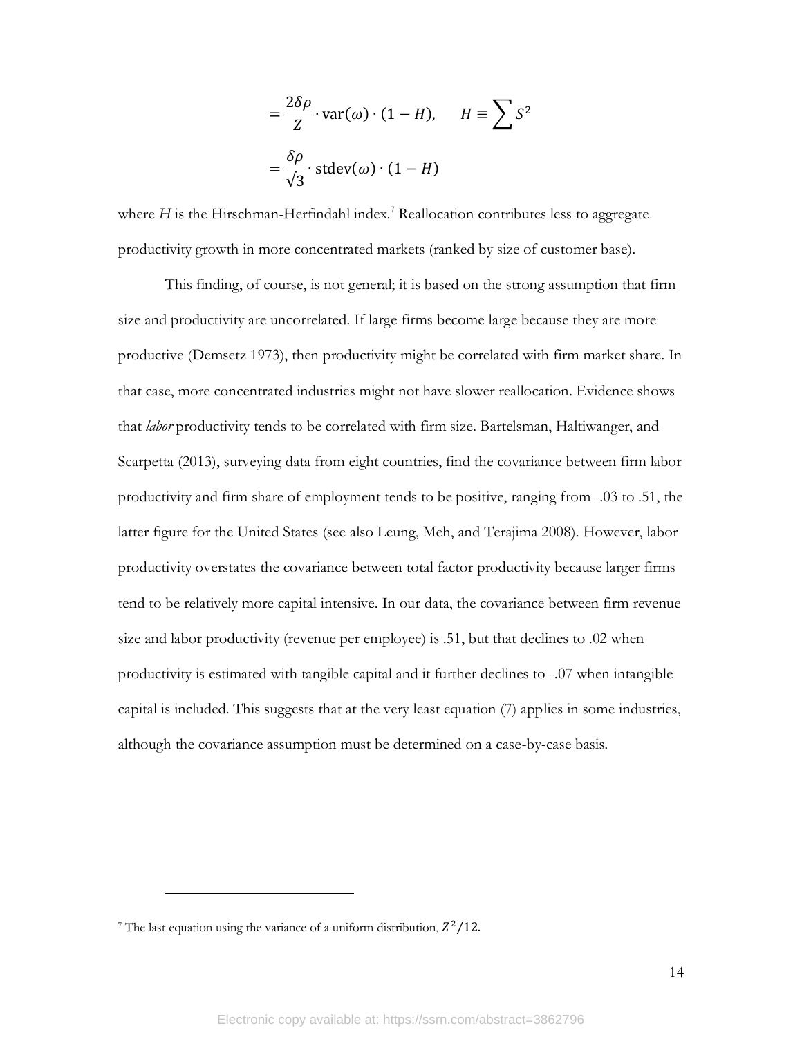$$= \frac{2\delta\rho}{Z} \cdot \text{var}(\omega) \cdot (1 - H), \qquad H \equiv \sum S^2$$

$$= \frac{\delta\rho}{\sqrt{3}} \cdot \text{stdev}(\omega) \cdot (1 - H)$$

where $H$ is the Hirschman-Herfindahl index.[7] Reallocation contributes less to aggregate productivity growth in more concentrated markets (ranked by size of customer base).

This finding, of course, is not general; it is based on the strong assumption that firm size and productivity are uncorrelated. If large firms become large because they are more productive (Demsetz 1973), then productivity might be correlated with firm market share. In that case, more concentrated industries might not have slower reallocation. Evidence shows that *labor* productivity tends to be correlated with firm size. Bartelsman, Haltiwanger, and Scarpetta (2013), surveying data from eight countries, find the covariance between firm labor productivity and firm share of employment tends to be positive, ranging from -.03 to .51, the latter figure for the United States (see also Leung, Meh, and Terajima 2008). However, labor productivity overstates the covariance between total factor productivity because larger firms tend to be relatively more capital intensive. In our data, the covariance between firm revenue size and labor productivity (revenue per employee) is .51, but that declines to .02 when productivity is estimated with tangible capital and it further declines to -.07 when intangible capital is included. This suggests that at the very least equation (7) applies in some industries, although the covariance assumption must be determined on a case-by-case basis.

[7] The last equation using the variance of a uniform distribution, $Z^2/12$.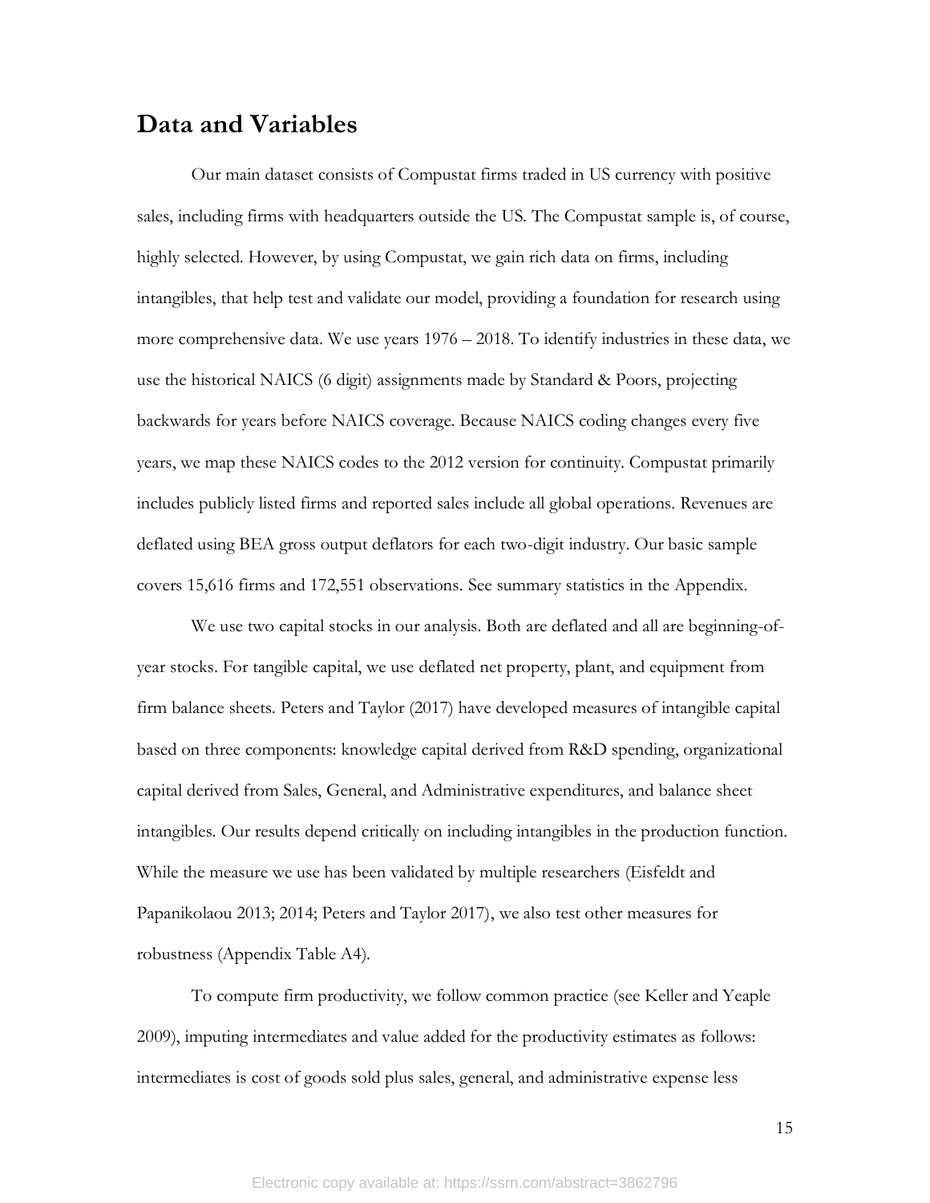## Data and Variables

Our main dataset consists of Compustat firms traded in US currency with positive sales, including firms with headquarters outside the US. The Compustat sample is, of course, highly selected. However, by using Compustat, we gain rich data on firms, including intangibles, that help test and validate our model, providing a foundation for research using more comprehensive data. We use years 1976 – 2018. To identify industries in these data, we use the historical NAICS (6 digit) assignments made by Standard & Poors, projecting backwards for years before NAICS coverage. Because NAICS coding changes every five years, we map these NAICS codes to the 2012 version for continuity. Compustat primarily includes publicly listed firms and reported sales include all global operations. Revenues are deflated using BEA gross output deflators for each two-digit industry. Our basic sample covers 15,616 firms and 172,551 observations. See summary statistics in the Appendix.

We use two capital stocks in our analysis. Both are deflated and all are beginning-of-year stocks. For tangible capital, we use deflated net property, plant, and equipment from firm balance sheets. Peters and Taylor (2017) have developed measures of intangible capital based on three components: knowledge capital derived from R&D spending, organizational capital derived from Sales, General, and Administrative expenditures, and balance sheet intangibles. Our results depend critically on including intangibles in the production function. While the measure we use has been validated by multiple researchers (Eisfeldt and Papanikolaou 2013; 2014; Peters and Taylor 2017), we also test other measures for robustness (Appendix Table A4).

To compute firm productivity, we follow common practice (see Keller and Yeaple 2009), imputing intermediates and value added for the productivity estimates as follows: intermediates is cost of goods sold plus sales, general, and administrative expense less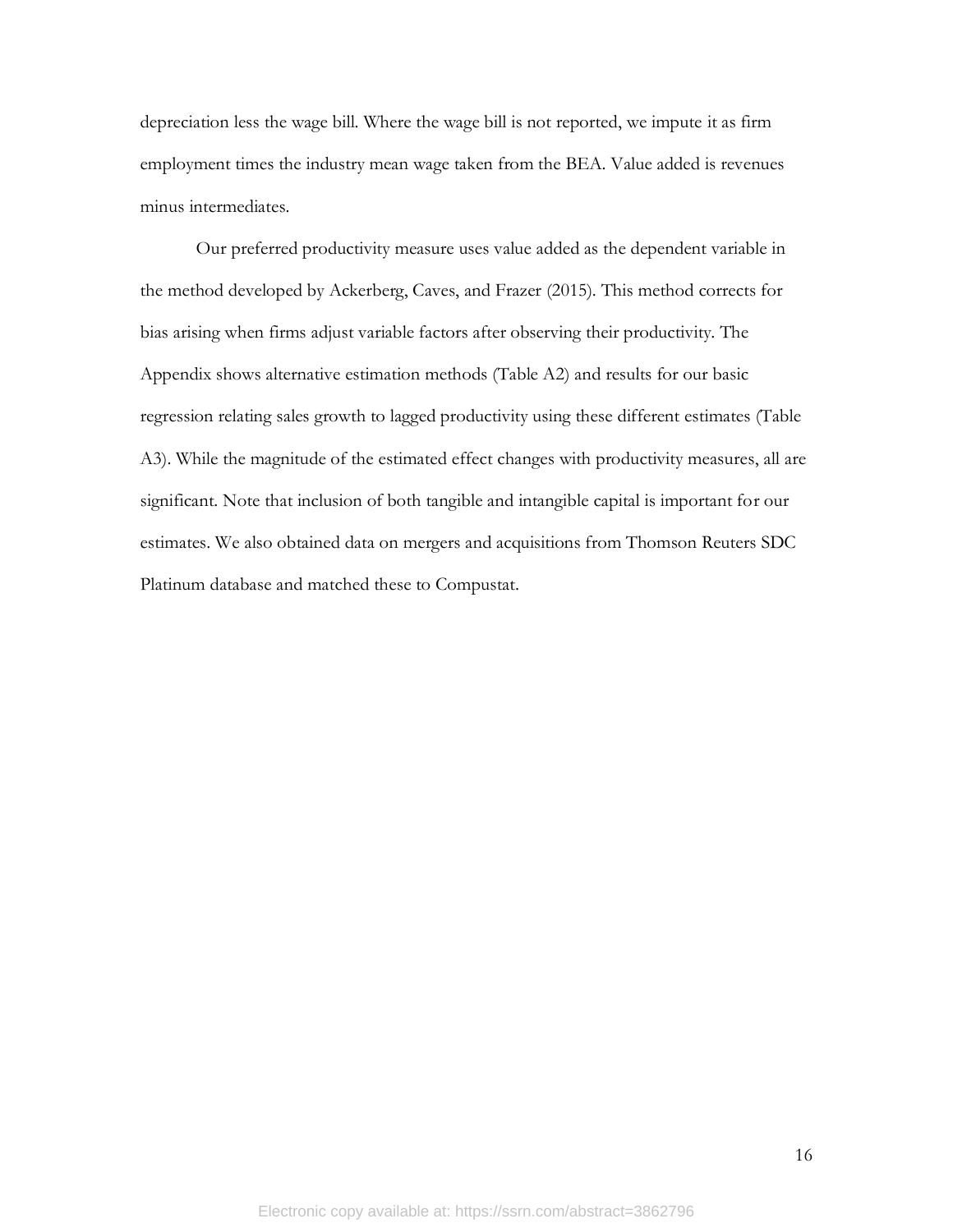depreciation less the wage bill. Where the wage bill is not reported, we impute it as firm employment times the industry mean wage taken from the BEA. Value added is revenues minus intermediates.

Our preferred productivity measure uses value added as the dependent variable in the method developed by Ackerberg, Caves, and Frazer (2015). This method corrects for bias arising when firms adjust variable factors after observing their productivity. The Appendix shows alternative estimation methods (Table A2) and results for our basic regression relating sales growth to lagged productivity using these different estimates (Table A3). While the magnitude of the estimated effect changes with productivity measures, all are significant. Note that inclusion of both tangible and intangible capital is important for our estimates. We also obtained data on mergers and acquisitions from Thomson Reuters SDC Platinum database and matched these to Compustat.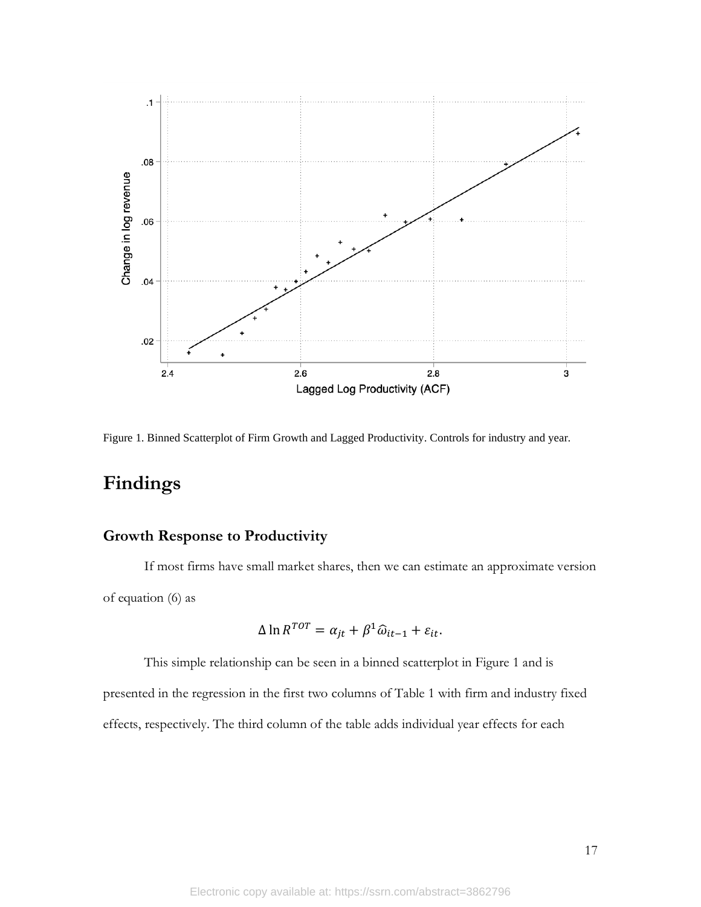.1

.08

.06

.04

.02

2.4

2.6

2.8

3

Change in log revenue

Lagged Log Productivity (ACF)

Figure 1. Binned Scatterplot of Firm Growth and Lagged Productivity. Controls for industry and year.

# Findings

## Growth Response to Productivity

If most firms have small market shares, then we can estimate an approximate version of equation (6) as

$$\Delta \ln R^{TOT} = \alpha_{jt} + \beta^1 \widehat{\omega}_{it-1} + \varepsilon_{it}.$$

This simple relationship can be seen in a binned scatterplot in Figure 1 and is presented in the regression in the first two columns of Table 1 with firm and industry fixed effects, respectively. The third column of the table adds individual year effects for each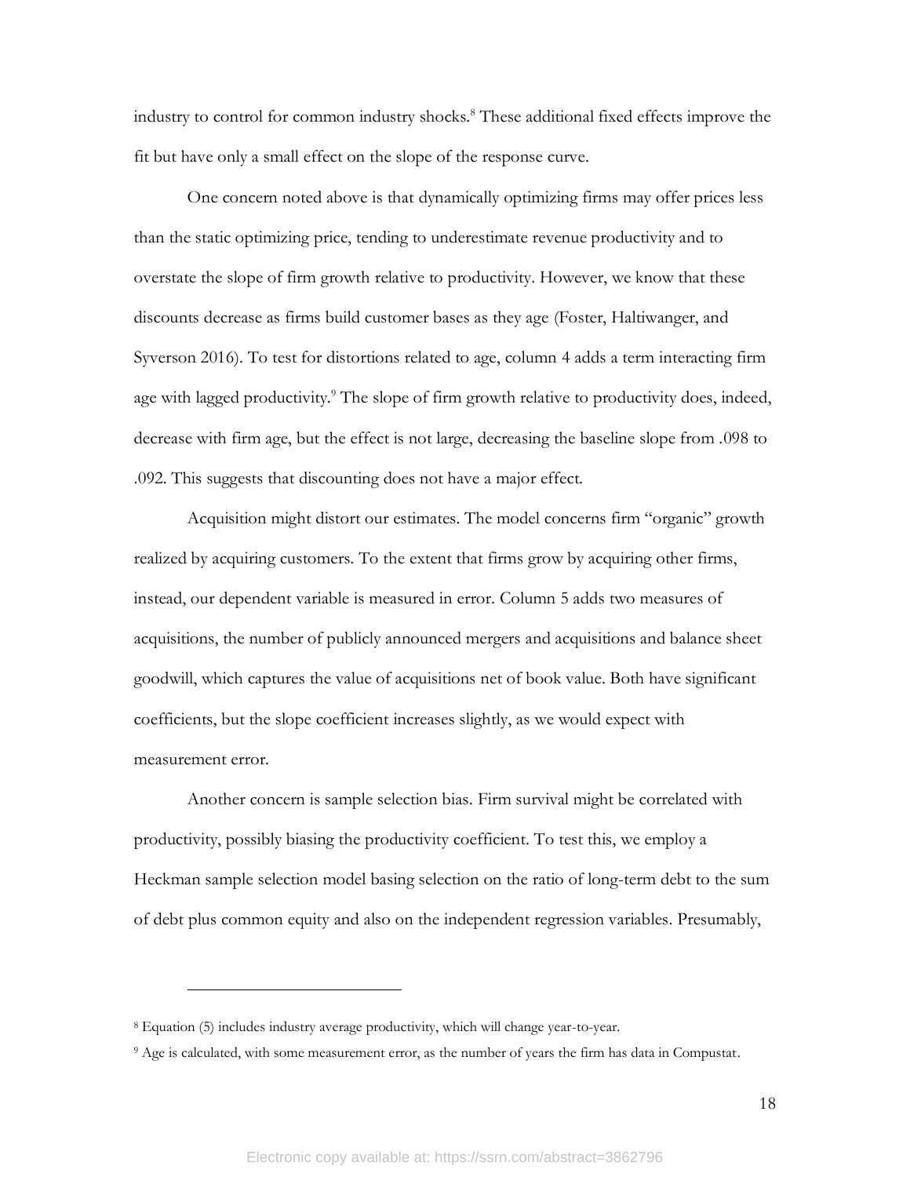industry to control for common industry shocks.[8] These additional fixed effects improve the fit but have only a small effect on the slope of the response curve.

One concern noted above is that dynamically optimizing firms may offer prices less than the static optimizing price, tending to underestimate revenue productivity and to overstate the slope of firm growth relative to productivity. However, we know that these discounts decrease as firms build customer bases as they age (Foster, Haltiwanger, and Syverson 2016). To test for distortions related to age, column 4 adds a term interacting firm age with lagged productivity.[9] The slope of firm growth relative to productivity does, indeed, decrease with firm age, but the effect is not large, decreasing the baseline slope from .098 to .092. This suggests that discounting does not have a major effect.

Acquisition might distort our estimates. The model concerns firm "organic" growth realized by acquiring customers. To the extent that firms grow by acquiring other firms, instead, our dependent variable is measured in error. Column 5 adds two measures of acquisitions, the number of publicly announced mergers and acquisitions and balance sheet goodwill, which captures the value of acquisitions net of book value. Both have significant coefficients, but the slope coefficient increases slightly, as we would expect with measurement error.

Another concern is sample selection bias. Firm survival might be correlated with productivity, possibly biasing the productivity coefficient. To test this, we employ a Heckman sample selection model basing selection on the ratio of long-term debt to the sum of debt plus common equity and also on the independent regression variables. Presumably,

---

[8] Equation (5) includes industry average productivity, which will change year-to-year.

[9] Age is calculated, with some measurement error, as the number of years the firm has data in Compustat.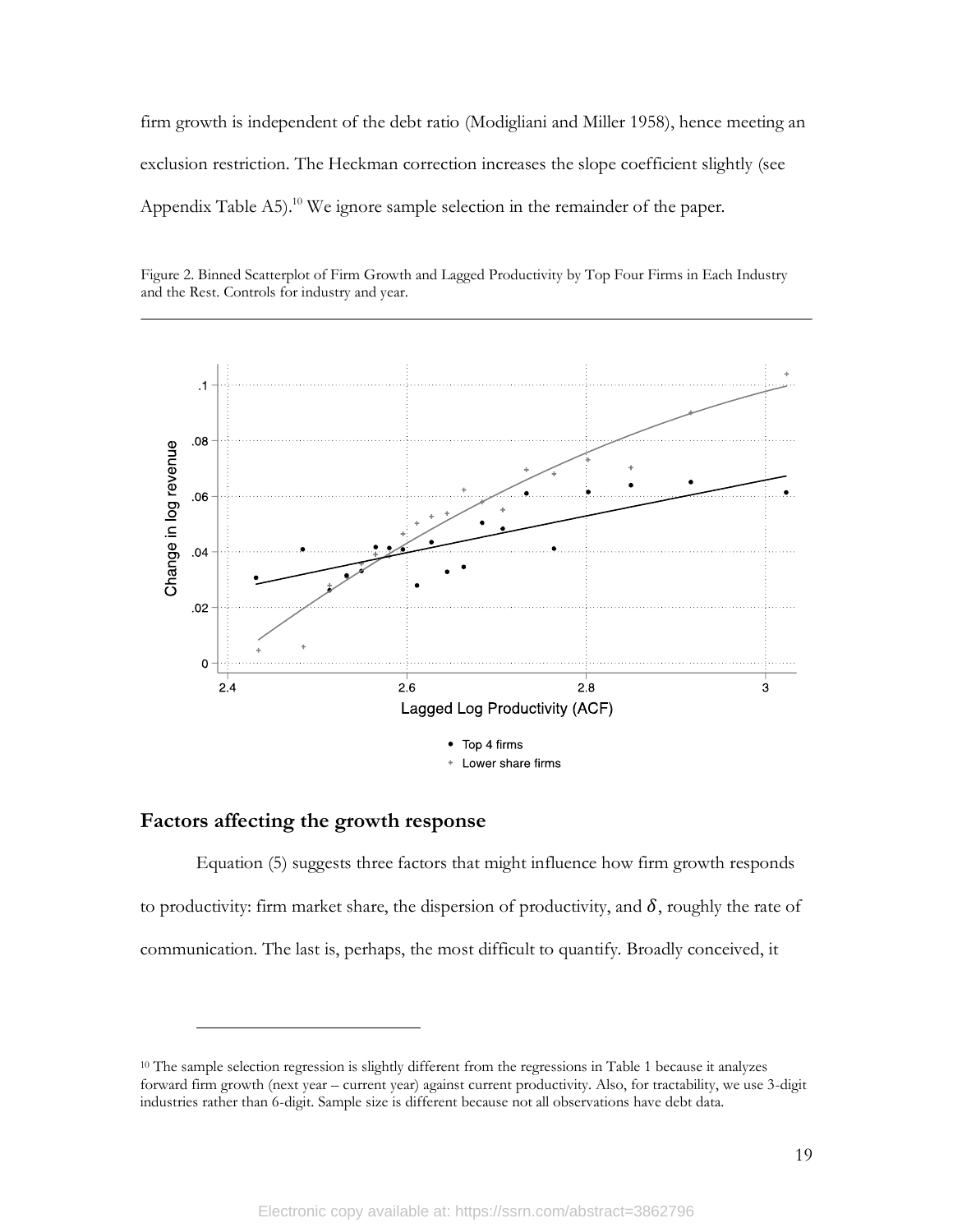firm growth is independent of the debt ratio (Modigliani and Miller 1958), hence meeting an exclusion restriction. The Heckman correction increases the slope coefficient slightly (see Appendix Table A5).[10] We ignore sample selection in the remainder of the paper.

Figure 2. Binned Scatterplot of Firm Growth and Lagged Productivity by Top Four Firms in Each Industry and the Rest. Controls for industry and year.

Change in log revenue

.1
.08
.06
.04
.02
0

2.4
2.6
2.8
3

Lagged Log Productivity (ACF)

• Top 4 firms
+ Lower share firms

## Factors affecting the growth response

Equation (5) suggests three factors that might influence how firm growth responds to productivity: firm market share, the dispersion of productivity, and $\delta$, roughly the rate of communication. The last is, perhaps, the most difficult to quantify. Broadly conceived, it

---

[10] The sample selection regression is slightly different from the regressions in Table 1 because it analyzes forward firm growth (next year – current year) against current productivity. Also, for tractability, we use 3-digit industries rather than 6-digit. Sample size is different because not all observations have debt data.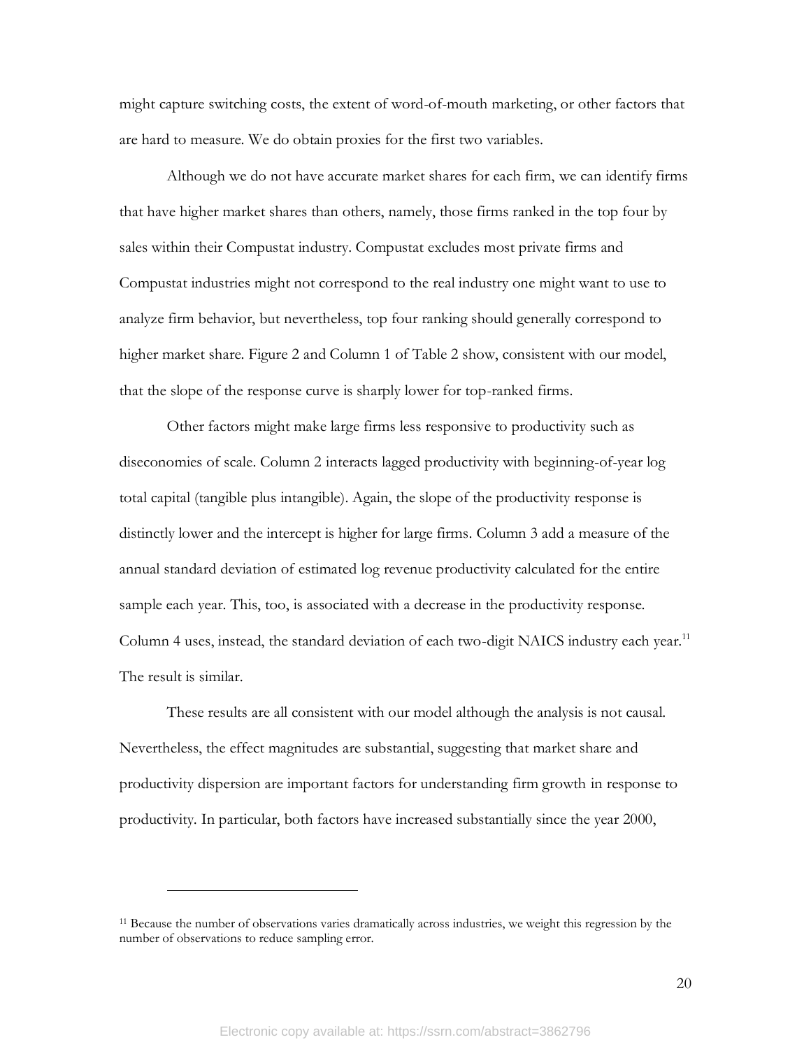might capture switching costs, the extent of word-of-mouth marketing, or other factors that are hard to measure. We do obtain proxies for the first two variables.

Although we do not have accurate market shares for each firm, we can identify firms that have higher market shares than others, namely, those firms ranked in the top four by sales within their Compustat industry. Compustat excludes most private firms and Compustat industries might not correspond to the real industry one might want to use to analyze firm behavior, but nevertheless, top four ranking should generally correspond to higher market share. Figure 2 and Column 1 of Table 2 show, consistent with our model, that the slope of the response curve is sharply lower for top-ranked firms.

Other factors might make large firms less responsive to productivity such as diseconomies of scale. Column 2 interacts lagged productivity with beginning-of-year log total capital (tangible plus intangible). Again, the slope of the productivity response is distinctly lower and the intercept is higher for large firms. Column 3 add a measure of the annual standard deviation of estimated log revenue productivity calculated for the entire sample each year. This, too, is associated with a decrease in the productivity response. Column 4 uses, instead, the standard deviation of each two-digit NAICS industry each year.[11] The result is similar.

These results are all consistent with our model although the analysis is not causal. Nevertheless, the effect magnitudes are substantial, suggesting that market share and productivity dispersion are important factors for understanding firm growth in response to productivity. In particular, both factors have increased substantially since the year 2000,

[11] Because the number of observations varies dramatically across industries, we weight this regression by the number of observations to reduce sampling error.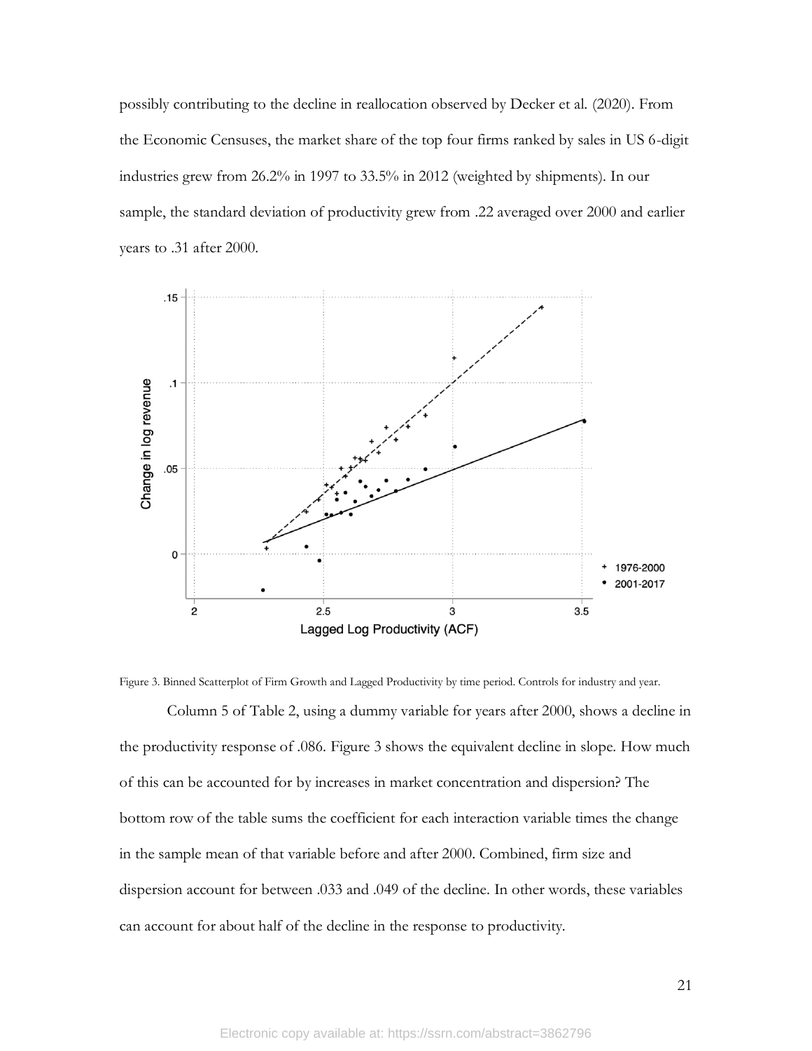possibly contributing to the decline in reallocation observed by Decker et al. (2020). From the Economic Censuses, the market share of the top four firms ranked by sales in US 6-digit industries grew from 26.2% in 1997 to 33.5% in 2012 (weighted by shipments). In our sample, the standard deviation of productivity grew from .22 averaged over 2000 and earlier years to .31 after 2000.

.15
.1
.05
0
Change in log revenue
2
2.5
3
3.5
Lagged Log Productivity (ACF)
+ 1976-2000
• 2001-2017

Figure 3. Binned Scatterplot of Firm Growth and Lagged Productivity by time period. Controls for industry and year.

Column 5 of Table 2, using a dummy variable for years after 2000, shows a decline in the productivity response of .086. Figure 3 shows the equivalent decline in slope. How much of this can be accounted for by increases in market concentration and dispersion? The bottom row of the table sums the coefficient for each interaction variable times the change in the sample mean of that variable before and after 2000. Combined, firm size and dispersion account for between .033 and .049 of the decline. In other words, these variables can account for about half of the decline in the response to productivity.

Electronic copy available at: https://ssrn.com/abstract=3862796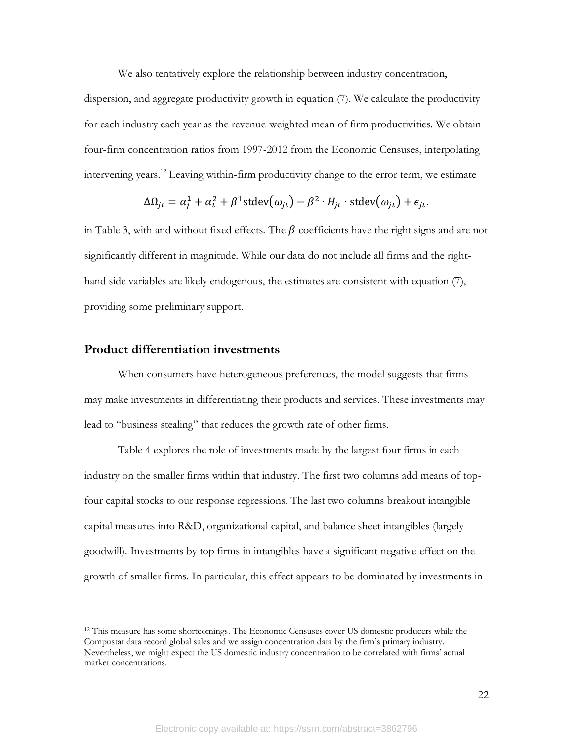We also tentatively explore the relationship between industry concentration, dispersion, and aggregate productivity growth in equation (7). We calculate the productivity for each industry each year as the revenue-weighted mean of firm productivities. We obtain four-firm concentration ratios from 1997-2012 from the Economic Censuses, interpolating intervening years.[12] Leaving within-firm productivity change to the error term, we estimate

$$\Delta\Omega_{jt} = \alpha_j^1 + \alpha_t^2 + \beta^1 \text{stdev}(\omega_{jt}) - \beta^2 \cdot H_{jt} \cdot \text{stdev}(\omega_{jt}) + \epsilon_{jt}.$$

in Table 3, with and without fixed effects. The $\beta$ coefficients have the right signs and are not significantly different in magnitude. While our data do not include all firms and the right-hand side variables are likely endogenous, the estimates are consistent with equation (7), providing some preliminary support.

## Product differentiation investments

When consumers have heterogeneous preferences, the model suggests that firms may make investments in differentiating their products and services. These investments may lead to "business stealing" that reduces the growth rate of other firms.

Table 4 explores the role of investments made by the largest four firms in each industry on the smaller firms within that industry. The first two columns add means of top-four capital stocks to our response regressions. The last two columns breakout intangible capital measures into R&D, organizational capital, and balance sheet intangibles (largely goodwill). Investments by top firms in intangibles have a significant negative effect on the growth of smaller firms. In particular, this effect appears to be dominated by investments in

[12] This measure has some shortcomings. The Economic Censuses cover US domestic producers while the Compustat data record global sales and we assign concentration data by the firm's primary industry. Nevertheless, we might expect the US domestic industry concentration to be correlated with firms' actual market concentrations.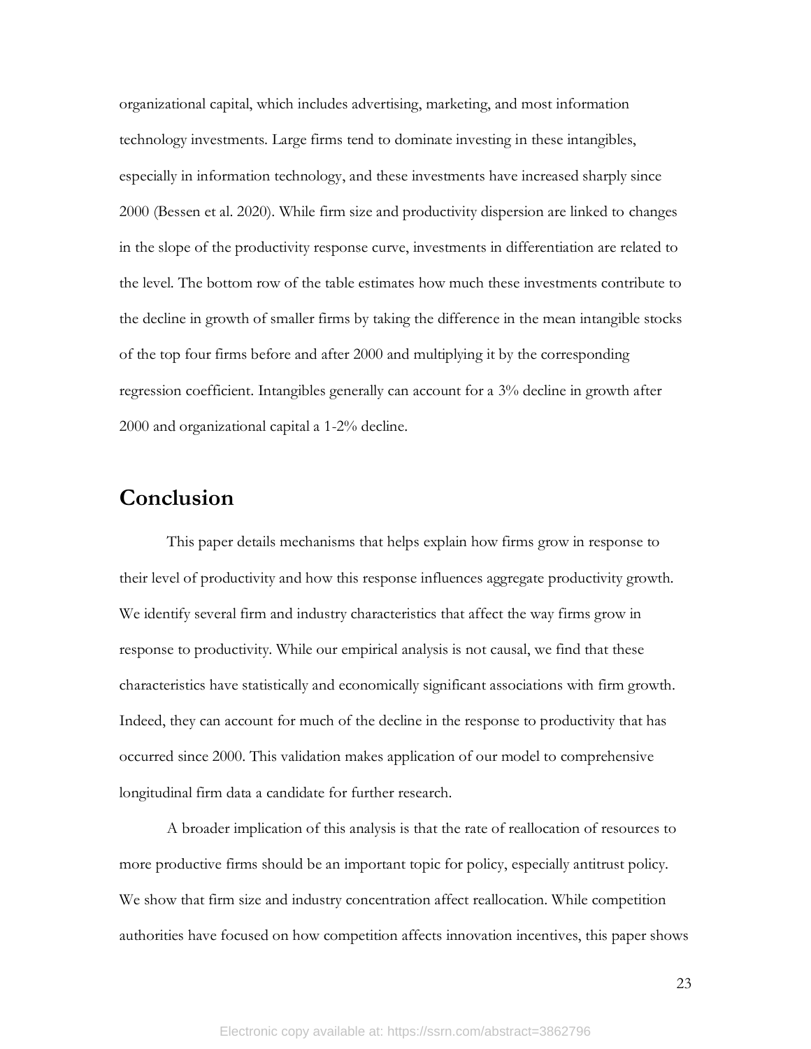organizational capital, which includes advertising, marketing, and most information technology investments. Large firms tend to dominate investing in these intangibles, especially in information technology, and these investments have increased sharply since 2000 (Bessen et al. 2020). While firm size and productivity dispersion are linked to changes in the slope of the productivity response curve, investments in differentiation are related to the level. The bottom row of the table estimates how much these investments contribute to the decline in growth of smaller firms by taking the difference in the mean intangible stocks of the top four firms before and after 2000 and multiplying it by the corresponding regression coefficient. Intangibles generally can account for a 3% decline in growth after 2000 and organizational capital a 1-2% decline.

## Conclusion

This paper details mechanisms that helps explain how firms grow in response to their level of productivity and how this response influences aggregate productivity growth. We identify several firm and industry characteristics that affect the way firms grow in response to productivity. While our empirical analysis is not causal, we find that these characteristics have statistically and economically significant associations with firm growth. Indeed, they can account for much of the decline in the response to productivity that has occurred since 2000. This validation makes application of our model to comprehensive longitudinal firm data a candidate for further research.

A broader implication of this analysis is that the rate of reallocation of resources to more productive firms should be an important topic for policy, especially antitrust policy. We show that firm size and industry concentration affect reallocation. While competition authorities have focused on how competition affects innovation incentives, this paper shows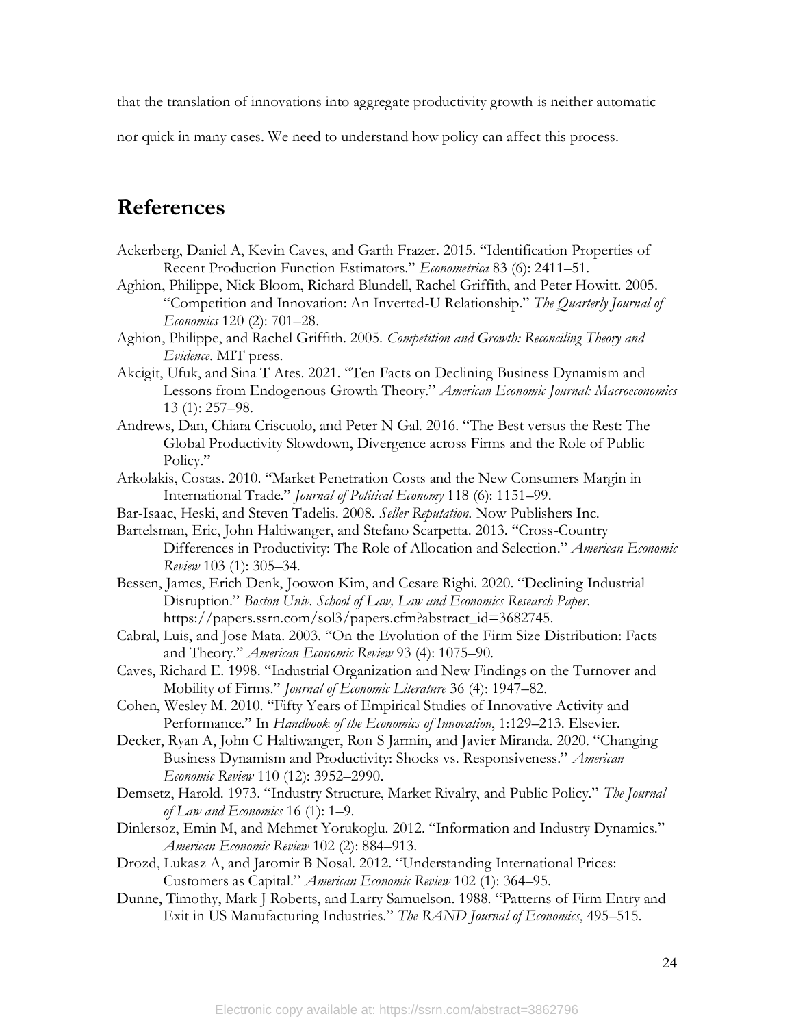that the translation of innovations into aggregate productivity growth is neither automatic nor quick in many cases. We need to understand how policy can affect this process.

# References

Ackerberg, Daniel A, Kevin Caves, and Garth Frazer. 2015. "Identification Properties of Recent Production Function Estimators." *Econometrica* 83 (6): 2411–51.

Aghion, Philippe, Nick Bloom, Richard Blundell, Rachel Griffith, and Peter Howitt. 2005. "Competition and Innovation: An Inverted-U Relationship." *The Quarterly Journal of Economics* 120 (2): 701–28.

Aghion, Philippe, and Rachel Griffith. 2005. *Competition and Growth: Reconciling Theory and Evidence*. MIT press.

Akcigit, Ufuk, and Sina T Ates. 2021. "Ten Facts on Declining Business Dynamism and Lessons from Endogenous Growth Theory." *American Economic Journal: Macroeconomics* 13 (1): 257–98.

Andrews, Dan, Chiara Criscuolo, and Peter N Gal. 2016. "The Best versus the Rest: The Global Productivity Slowdown, Divergence across Firms and the Role of Public Policy."

Arkolakis, Costas. 2010. "Market Penetration Costs and the New Consumers Margin in International Trade." *Journal of Political Economy* 118 (6): 1151–99.

Bar-Isaac, Heski, and Steven Tadelis. 2008. *Seller Reputation*. Now Publishers Inc.

Bartelsman, Eric, John Haltiwanger, and Stefano Scarpetta. 2013. "Cross-Country Differences in Productivity: The Role of Allocation and Selection." *American Economic Review* 103 (1): 305–34.

Bessen, James, Erich Denk, Joowon Kim, and Cesare Righi. 2020. "Declining Industrial Disruption." *Boston Univ. School of Law, Law and Economics Research Paper*. https://papers.ssrn.com/sol3/papers.cfm?abstract_id=3682745.

Cabral, Luis, and Jose Mata. 2003. "On the Evolution of the Firm Size Distribution: Facts and Theory." *American Economic Review* 93 (4): 1075–90.

Caves, Richard E. 1998. "Industrial Organization and New Findings on the Turnover and Mobility of Firms." *Journal of Economic Literature* 36 (4): 1947–82.

Cohen, Wesley M. 2010. "Fifty Years of Empirical Studies of Innovative Activity and Performance." In *Handbook of the Economics of Innovation*, 1:129–213. Elsevier.

Decker, Ryan A, John C Haltiwanger, Ron S Jarmin, and Javier Miranda. 2020. "Changing Business Dynamism and Productivity: Shocks vs. Responsiveness." *American Economic Review* 110 (12): 3952–2990.

Demsetz, Harold. 1973. "Industry Structure, Market Rivalry, and Public Policy." *The Journal of Law and Economics* 16 (1): 1–9.

Dinlersoz, Emin M, and Mehmet Yorukoglu. 2012. "Information and Industry Dynamics." *American Economic Review* 102 (2): 884–913.

Drozd, Lukasz A, and Jaromir B Nosal. 2012. "Understanding International Prices: Customers as Capital." *American Economic Review* 102 (1): 364–95.

Dunne, Timothy, Mark J Roberts, and Larry Samuelson. 1988. "Patterns of Firm Entry and Exit in US Manufacturing Industries." *The RAND Journal of Economics*, 495–515.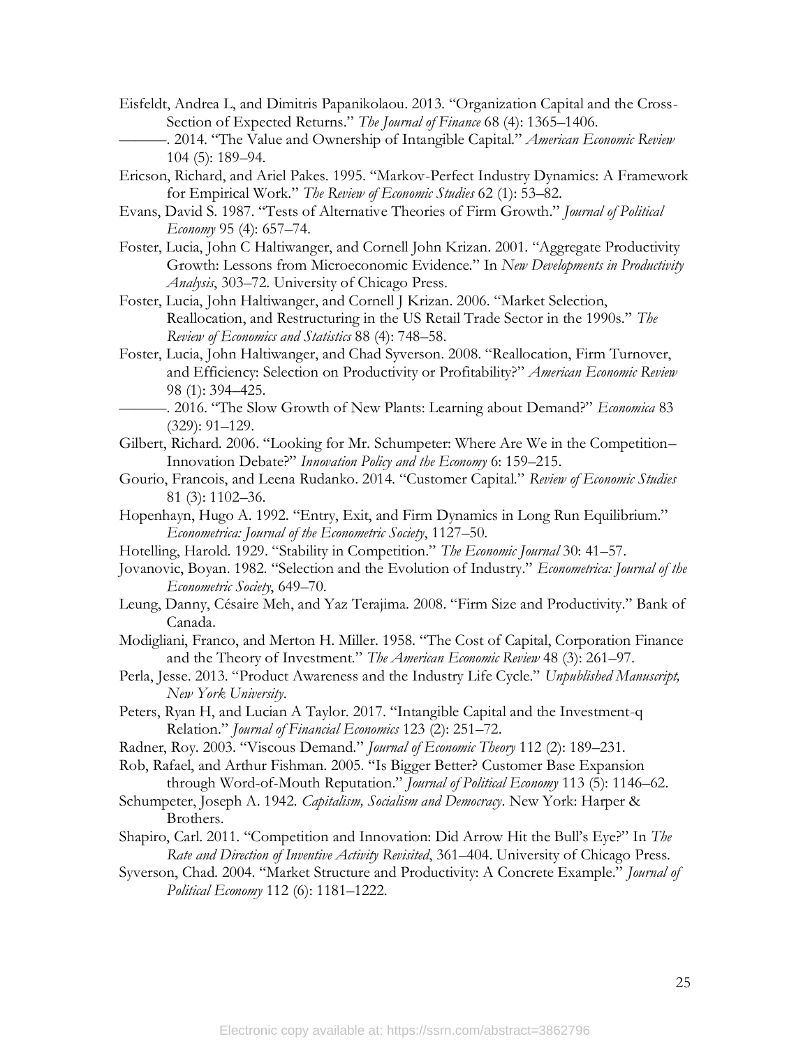Eisfeldt, Andrea L, and Dimitris Papanikolaou. 2013. "Organization Capital and the Cross-Section of Expected Returns." *The Journal of Finance* 68 (4): 1365–1406.

———. 2014. "The Value and Ownership of Intangible Capital." *American Economic Review* 104 (5): 189–94.

Ericson, Richard, and Ariel Pakes. 1995. "Markov-Perfect Industry Dynamics: A Framework for Empirical Work." *The Review of Economic Studies* 62 (1): 53–82.

Evans, David S. 1987. "Tests of Alternative Theories of Firm Growth." *Journal of Political Economy* 95 (4): 657–74.

Foster, Lucia, John C Haltiwanger, and Cornell John Krizan. 2001. "Aggregate Productivity Growth: Lessons from Microeconomic Evidence." In *New Developments in Productivity Analysis*, 303–72. University of Chicago Press.

Foster, Lucia, John Haltiwanger, and Cornell J Krizan. 2006. "Market Selection, Reallocation, and Restructuring in the US Retail Trade Sector in the 1990s." *The Review of Economics and Statistics* 88 (4): 748–58.

Foster, Lucia, John Haltiwanger, and Chad Syverson. 2008. "Reallocation, Firm Turnover, and Efficiency: Selection on Productivity or Profitability?" *American Economic Review* 98 (1): 394–425.

———. 2016. "The Slow Growth of New Plants: Learning about Demand?" *Economica* 83 (329): 91–129.

Gilbert, Richard. 2006. "Looking for Mr. Schumpeter: Where Are We in the Competition–Innovation Debate?" *Innovation Policy and the Economy* 6: 159–215.

Gourio, Francois, and Leena Rudanko. 2014. "Customer Capital." *Review of Economic Studies* 81 (3): 1102–36.

Hopenhayn, Hugo A. 1992. "Entry, Exit, and Firm Dynamics in Long Run Equilibrium." *Econometrica: Journal of the Econometric Society*, 1127–50.

Hotelling, Harold. 1929. "Stability in Competition." *The Economic Journal* 30: 41–57.

Jovanovic, Boyan. 1982. "Selection and the Evolution of Industry." *Econometrica: Journal of the Econometric Society*, 649–70.

Leung, Danny, Césaire Meh, and Yaz Terajima. 2008. "Firm Size and Productivity." Bank of Canada.

Modigliani, Franco, and Merton H. Miller. 1958. "The Cost of Capital, Corporation Finance and the Theory of Investment." *The American Economic Review* 48 (3): 261–97.

Perla, Jesse. 2013. "Product Awareness and the Industry Life Cycle." *Unpublished Manuscript, New York University*.

Peters, Ryan H, and Lucian A Taylor. 2017. "Intangible Capital and the Investment-q Relation." *Journal of Financial Economics* 123 (2): 251–72.

Radner, Roy. 2003. "Viscous Demand." *Journal of Economic Theory* 112 (2): 189–231.

Rob, Rafael, and Arthur Fishman. 2005. "Is Bigger Better? Customer Base Expansion through Word-of-Mouth Reputation." *Journal of Political Economy* 113 (5): 1146–62.

Schumpeter, Joseph A. 1942. *Capitalism, Socialism and Democracy*. New York: Harper & Brothers.

Shapiro, Carl. 2011. "Competition and Innovation: Did Arrow Hit the Bull's Eye?" In *The Rate and Direction of Inventive Activity Revisited*, 361–404. University of Chicago Press.

Syverson, Chad. 2004. "Market Structure and Productivity: A Concrete Example." *Journal of Political Economy* 112 (6): 1181–1222.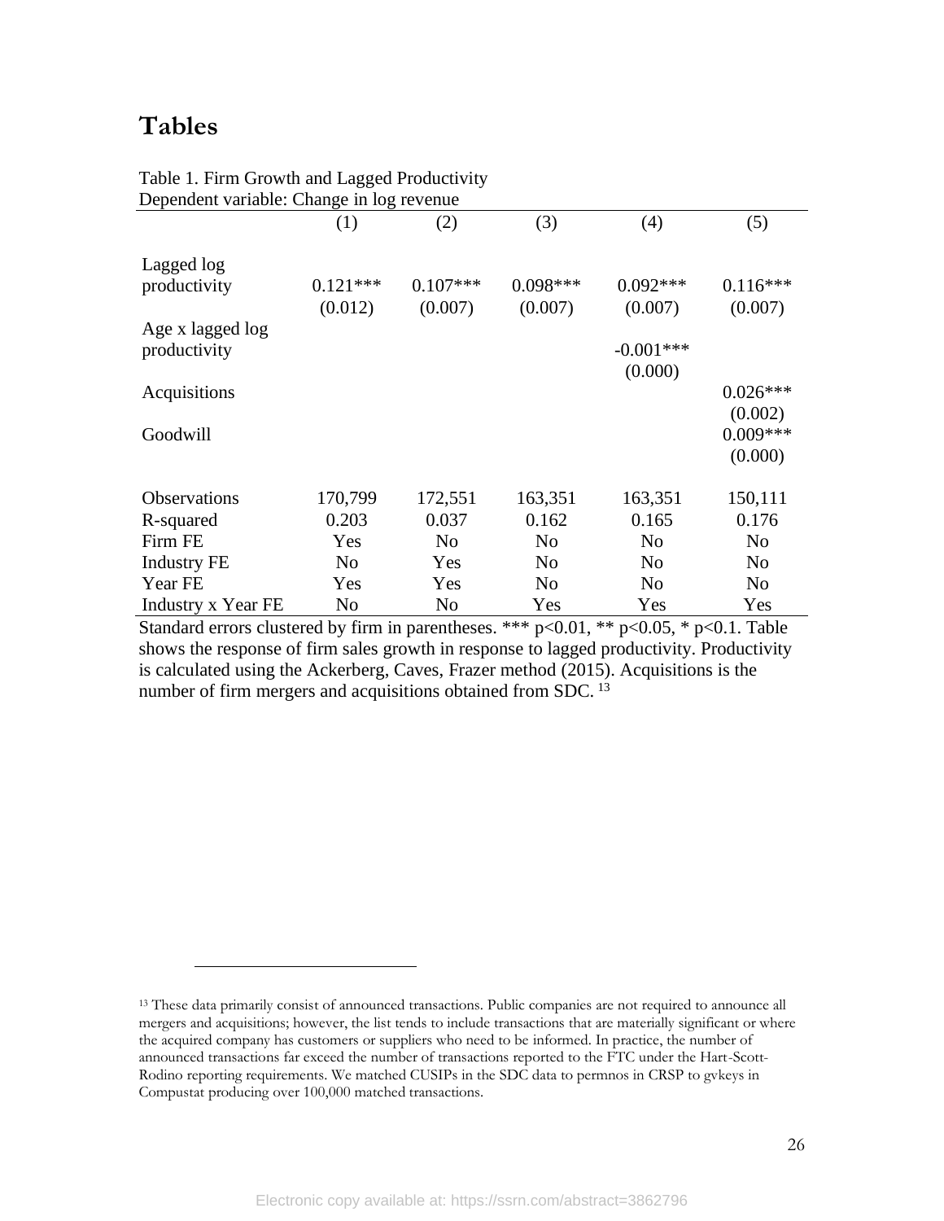# Tables

Table 1. Firm Growth and Lagged Productivity
Dependent variable: Change in log revenue

| | (1) | (2) | (3) | (4) | (5) |
|---|---|---|---|---|---|
| Lagged log productivity | 0.121*** | 0.107*** | 0.098*** | 0.092*** | 0.116*** |
| | (0.012) | (0.007) | (0.007) | (0.007) | (0.007) |
| Age x lagged log productivity | | | | -0.001*** | |
| | | | | (0.000) | |
| Acquisitions | | | | | 0.026*** |
| | | | | | (0.002) |
| Goodwill | | | | | 0.009*** |
| | | | | | (0.000) |
| Observations | 170,799 | 172,551 | 163,351 | 163,351 | 150,111 |
| R-squared | 0.203 | 0.037 | 0.162 | 0.165 | 0.176 |
| Firm FE | Yes | No | No | No | No |
| Industry FE | No | Yes | No | No | No |
| Year FE | Yes | Yes | No | No | No |
| Industry x Year FE | No | No | Yes | Yes | Yes |

Standard errors clustered by firm in parentheses. *** p<0.01, ** p<0.05, * p<0.1. Table shows the response of firm sales growth in response to lagged productivity. Productivity is calculated using the Ackerberg, Caves, Frazer method (2015). Acquisitions is the number of firm mergers and acquisitions obtained from SDC. [13]

[13] These data primarily consist of announced transactions. Public companies are not required to announce all mergers and acquisitions; however, the list tends to include transactions that are materially significant or where the acquired company has customers or suppliers who need to be informed. In practice, the number of announced transactions far exceed the number of transactions reported to the FTC under the Hart-Scott-Rodino reporting requirements. We matched CUSIPs in the SDC data to permnos in CRSP to gvkeys in Compustat producing over 100,000 matched transactions.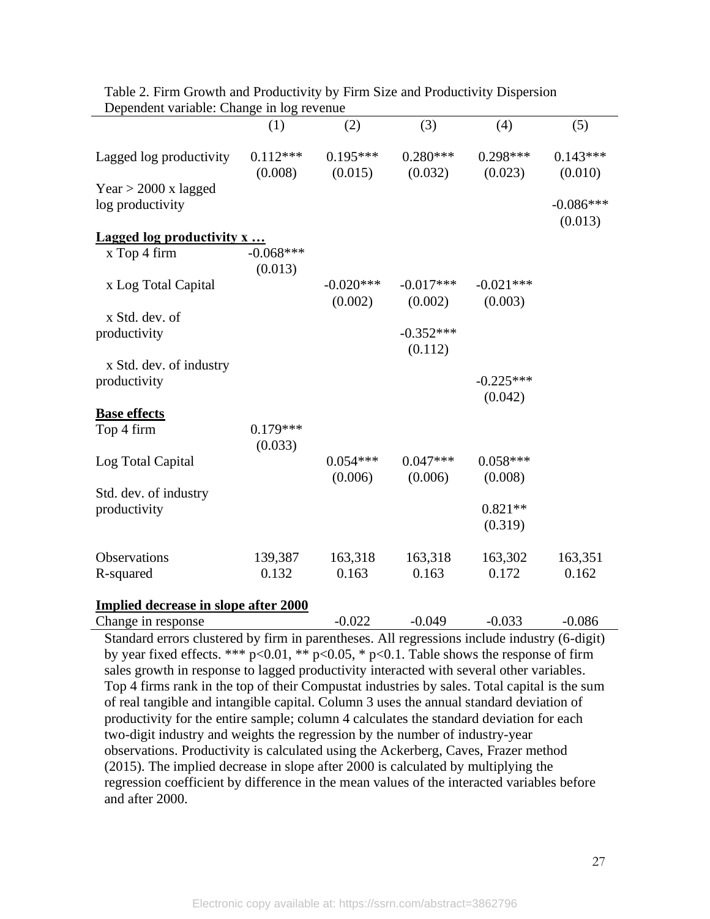Table 2. Firm Growth and Productivity by Firm Size and Productivity Dispersion

Dependent variable: Change in log revenue

| | (1) | (2) | (3) | (4) | (5) |
|---|---|---|---|---|---|
| Lagged log productivity | 0.112*** | 0.195*** | 0.280*** | 0.298*** | 0.143*** |
| | (0.008) | (0.015) | (0.032) | (0.023) | (0.010) |
| Year > 2000 x lagged log productivity | | | | | -0.086*** |
| | | | | | (0.013) |
| **Lagged log productivity x …** | | | | | |
| x Top 4 firm | -0.068*** | | | | |
| | (0.013) | | | | |
| x Log Total Capital | | -0.020*** | -0.017*** | -0.021*** | |
| | | (0.002) | (0.002) | (0.003) | |
| x Std. dev. of productivity | | | -0.352*** | | |
| | | | (0.112) | | |
| x Std. dev. of industry productivity | | | | -0.225*** | |
| | | | | (0.042) | |
| **Base effects** | | | | | |
| Top 4 firm | 0.179*** | | | | |
| | (0.033) | | | | |
| Log Total Capital | | 0.054*** | 0.047*** | 0.058*** | |
| | | (0.006) | (0.006) | (0.008) | |
| Std. dev. of industry productivity | | | | 0.821** | |
| | | | | (0.319) | |
| Observations | 139,387 | 163,318 | 163,318 | 163,302 | 163,351 |
| R-squared | 0.132 | 0.163 | 0.163 | 0.172 | 0.162 |
| **Implied decrease in slope after 2000** | | | | | |
| Change in response | | -0.022 | -0.049 | -0.033 | -0.086 |

Standard errors clustered by firm in parentheses. All regressions include industry (6-digit) by year fixed effects. *** p<0.01, ** p<0.05, * p<0.1. Table shows the response of firm sales growth in response to lagged productivity interacted with several other variables. Top 4 firms rank in the top of their Compustat industries by sales. Total capital is the sum of real tangible and intangible capital. Column 3 uses the annual standard deviation of productivity for the entire sample; column 4 calculates the standard deviation for each two-digit industry and weights the regression by the number of industry-year observations. Productivity is calculated using the Ackerberg, Caves, Frazer method (2015). The implied decrease in slope after 2000 is calculated by multiplying the regression coefficient by difference in the mean values of the interacted variables before and after 2000.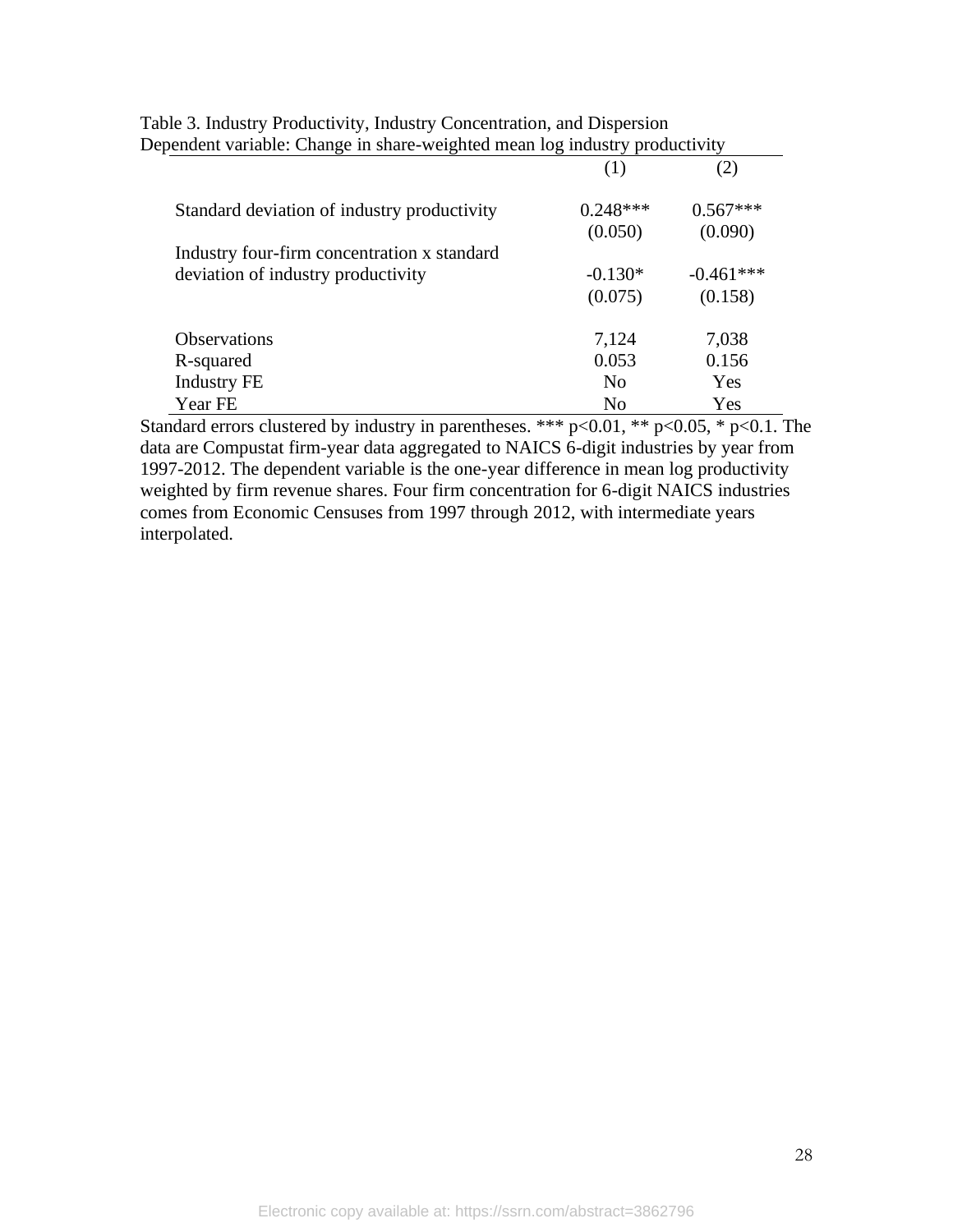Table 3. Industry Productivity, Industry Concentration, and Dispersion

Dependent variable: Change in share-weighted mean log industry productivity

| | (1) | (2) |
|---|---|---|
| Standard deviation of industry productivity | 0.248*** | 0.567*** |
| | (0.050) | (0.090) |
| Industry four-firm concentration x standard deviation of industry productivity | -0.130* | -0.461*** |
| | (0.075) | (0.158) |
| Observations | 7,124 | 7,038 |
| R-squared | 0.053 | 0.156 |
| Industry FE | No | Yes |
| Year FE | No | Yes |

Standard errors clustered by industry in parentheses. *** p<0.01, ** p<0.05, * p<0.1. The data are Compustat firm-year data aggregated to NAICS 6-digit industries by year from 1997-2012. The dependent variable is the one-year difference in mean log productivity weighted by firm revenue shares. Four firm concentration for 6-digit NAICS industries comes from Economic Censuses from 1997 through 2012, with intermediate years interpolated.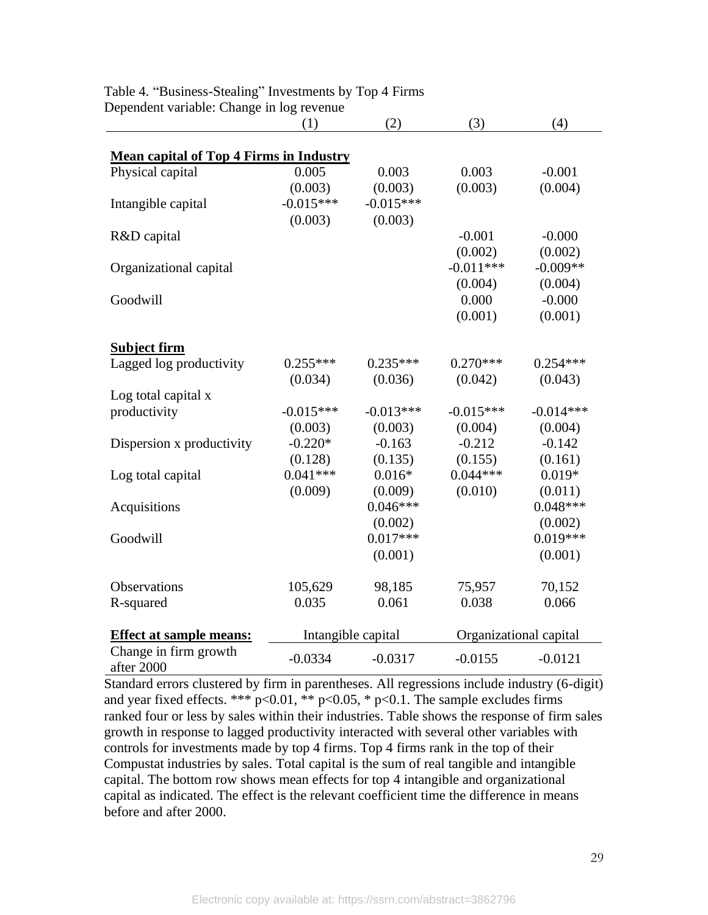Table 4. "Business-Stealing" Investments by Top 4 Firms
Dependent variable: Change in log revenue

| | (1) | (2) | (3) | (4) |
|---|---|---|---|---|
| **Mean capital of Top 4 Firms in Industry** | | | | |
| Physical capital | 0.005 | 0.003 | 0.003 | -0.001 |
| | (0.003) | (0.003) | (0.003) | (0.004) |
| Intangible capital | -0.015*** | -0.015*** | | |
| | (0.003) | (0.003) | | |
| R&D capital | | | -0.001 | -0.000 |
| | | | (0.002) | (0.002) |
| Organizational capital | | | -0.011*** | -0.009** |
| | | | (0.004) | (0.004) |
| Goodwill | | | 0.000 | -0.000 |
| | | | (0.001) | (0.001) |
| **Subject firm** | | | | |
| Lagged log productivity | 0.255*** | 0.235*** | 0.270*** | 0.254*** |
| | (0.034) | (0.036) | (0.042) | (0.043) |
| Log total capital x productivity | -0.015*** | -0.013*** | -0.015*** | -0.014*** |
| | (0.003) | (0.003) | (0.004) | (0.004) |
| Dispersion x productivity | -0.220* | -0.163 | -0.212 | -0.142 |
| | (0.128) | (0.135) | (0.155) | (0.161) |
| Log total capital | 0.041*** | 0.016* | 0.044*** | 0.019* |
| | (0.009) | (0.009) | (0.010) | (0.011) |
| Acquisitions | | 0.046*** | | 0.048*** |
| | | (0.002) | | (0.002) |
| Goodwill | | 0.017*** | | 0.019*** |
| | | (0.001) | | (0.001) |
| Observations | 105,629 | 98,185 | 75,957 | 70,152 |
| R-squared | 0.035 | 0.061 | 0.038 | 0.066 |
| **Effect at sample means:** | Intangible capital | | Organizational capital | |
| Change in firm growth after 2000 | -0.0334 | -0.0317 | -0.0155 | -0.0121 |

Standard errors clustered by firm in parentheses. All regressions include industry (6-digit) and year fixed effects. *** p<0.01, ** p<0.05, * p<0.1. The sample excludes firms ranked four or less by sales within their industries. Table shows the response of firm sales growth in response to lagged productivity interacted with several other variables with controls for investments made by top 4 firms. Top 4 firms rank in the top of their Compustat industries by sales. Total capital is the sum of real tangible and intangible capital. The bottom row shows mean effects for top 4 intangible and organizational capital as indicated. The effect is the relevant coefficient time the difference in means before and after 2000.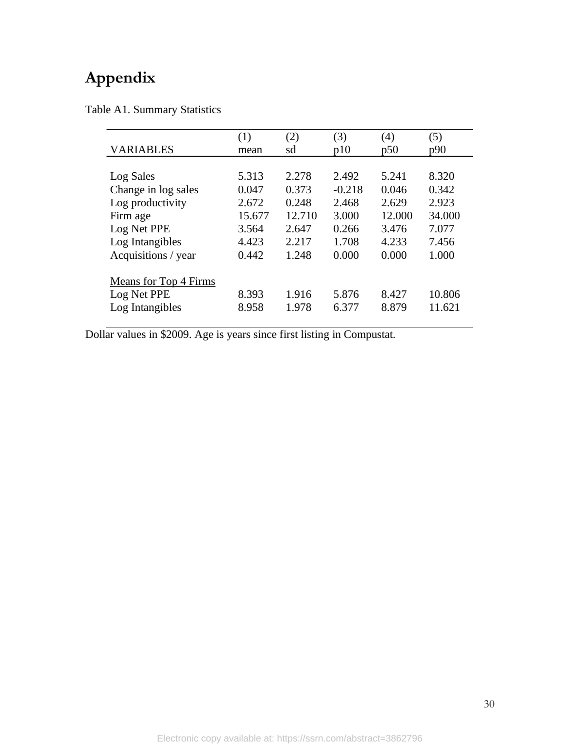# Appendix

Table A1. Summary Statistics

| VARIABLES | (1) mean | (2) sd | (3) p10 | (4) p50 | (5) p90 |
|---|---|---|---|---|---|
| Log Sales | 5.313 | 2.278 | 2.492 | 5.241 | 8.320 |
| Change in log sales | 0.047 | 0.373 | -0.218 | 0.046 | 0.342 |
| Log productivity | 2.672 | 0.248 | 2.468 | 2.629 | 2.923 |
| Firm age | 15.677 | 12.710 | 3.000 | 12.000 | 34.000 |
| Log Net PPE | 3.564 | 2.647 | 0.266 | 3.476 | 7.077 |
| Log Intangibles | 4.423 | 2.217 | 1.708 | 4.233 | 7.456 |
| Acquisitions / year | 0.442 | 1.248 | 0.000 | 0.000 | 1.000 |
| Means for Top 4 Firms | | | | | |
| Log Net PPE | 8.393 | 1.916 | 5.876 | 8.427 | 10.806 |
| Log Intangibles | 8.958 | 1.978 | 6.377 | 8.879 | 11.621 |

Dollar values in $2009. Age is years since first listing in Compustat.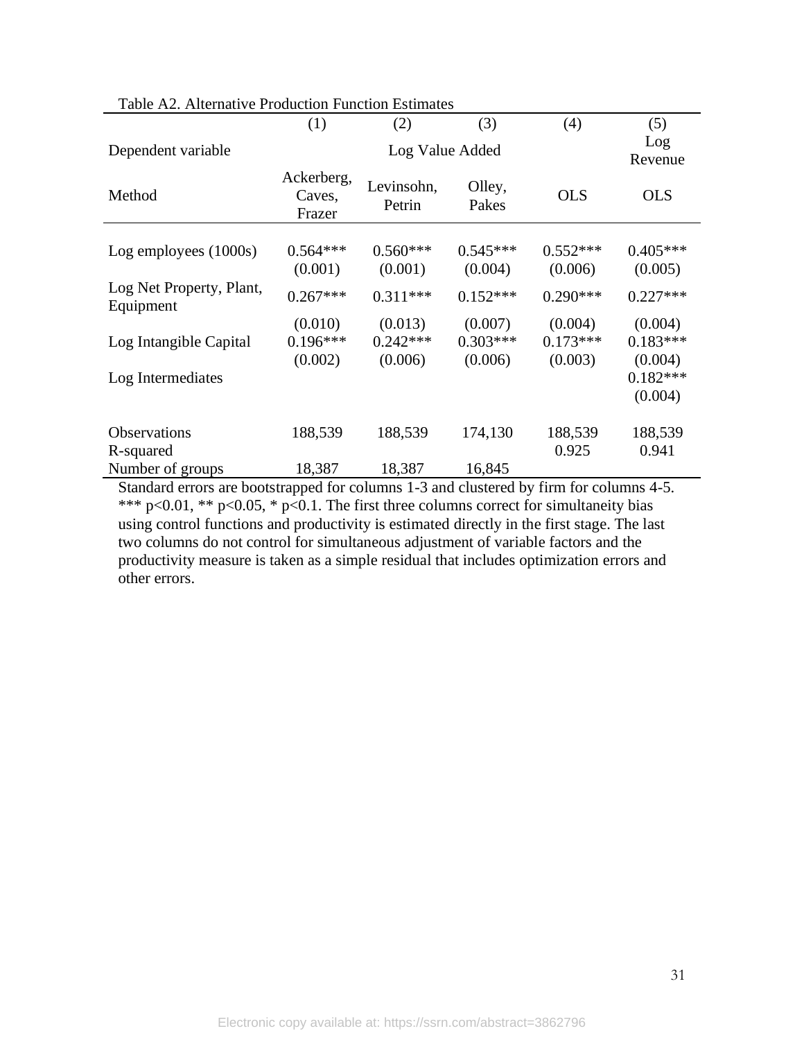Table A2. Alternative Production Function Estimates

| | (1) | (2) | (3) | (4) | (5) |
|---|---|---|---|---|---|
| Dependent variable | Log Value Added | | | | Log Revenue |
| Method | Ackerberg, Caves, Frazer | Levinsohn, Petrin | Olley, Pakes | OLS | OLS |
| Log employees (1000s) | 0.564*** | 0.560*** | 0.545*** | 0.552*** | 0.405*** |
| | (0.001) | (0.001) | (0.004) | (0.006) | (0.005) |
| Log Net Property, Plant, Equipment | 0.267*** | 0.311*** | 0.152*** | 0.290*** | 0.227*** |
| | (0.010) | (0.013) | (0.007) | (0.004) | (0.004) |
| Log Intangible Capital | 0.196*** | 0.242*** | 0.303*** | 0.173*** | 0.183*** |
| | (0.002) | (0.006) | (0.006) | (0.003) | (0.004) |
| Log Intermediates | | | | | 0.182*** |
| | | | | | (0.004) |
| Observations | 188,539 | 188,539 | 174,130 | 188,539 | 188,539 |
| R-squared | | | | 0.925 | 0.941 |
| Number of groups | 18,387 | 18,387 | 16,845 | | |

Standard errors are bootstrapped for columns 1-3 and clustered by firm for columns 4-5. *** p<0.01, ** p<0.05, * p<0.1. The first three columns correct for simultaneity bias using control functions and productivity is estimated directly in the first stage. The last two columns do not control for simultaneous adjustment of variable factors and the productivity measure is taken as a simple residual that includes optimization errors and other errors.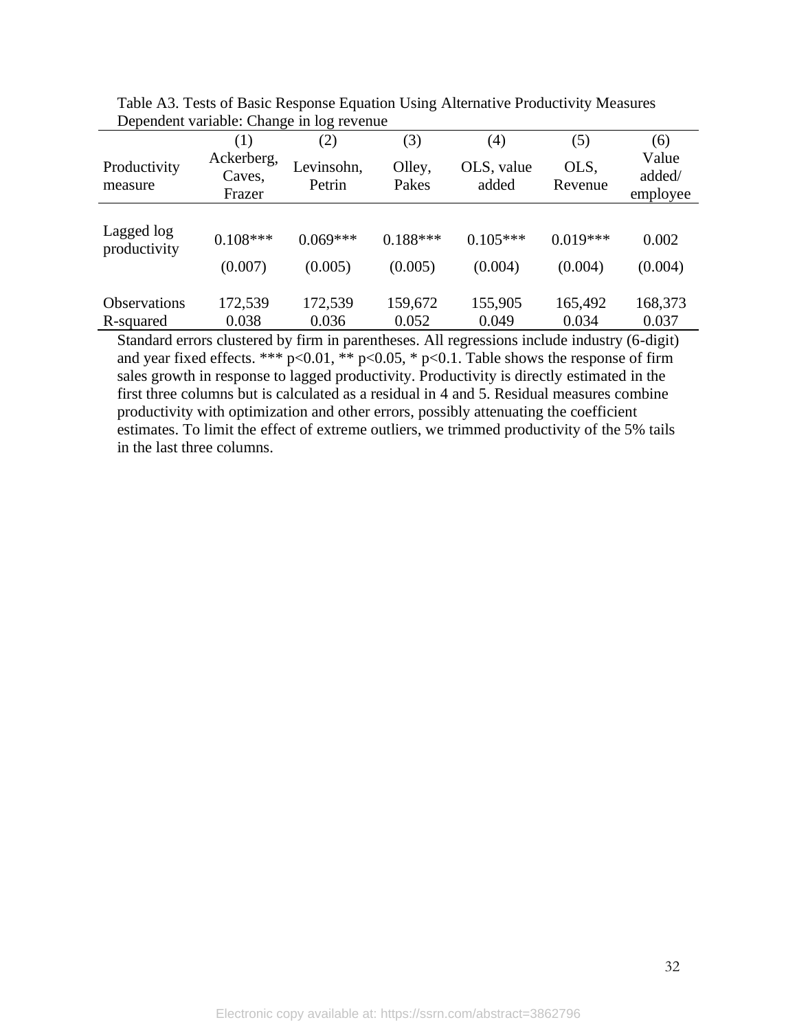Table A3. Tests of Basic Response Equation Using Alternative Productivity Measures
Dependent variable: Change in log revenue

| | (1) | (2) | (3) | (4) | (5) | (6) |
|---|---|---|---|---|---|---|
| Productivity measure | Ackerberg, Caves, Frazer | Levinsohn, Petrin | Olley, Pakes | OLS, value added | OLS, Revenue | Value added/ employee |
| Lagged log productivity | 0.108*** | 0.069*** | 0.188*** | 0.105*** | 0.019*** | 0.002 |
| | (0.007) | (0.005) | (0.005) | (0.004) | (0.004) | (0.004) |
| Observations | 172,539 | 172,539 | 159,672 | 155,905 | 165,492 | 168,373 |
| R-squared | 0.038 | 0.036 | 0.052 | 0.049 | 0.034 | 0.037 |

Standard errors clustered by firm in parentheses. All regressions include industry (6-digit) and year fixed effects. *** p<0.01, ** p<0.05, * p<0.1. Table shows the response of firm sales growth in response to lagged productivity. Productivity is directly estimated in the first three columns but is calculated as a residual in 4 and 5. Residual measures combine productivity with optimization and other errors, possibly attenuating the coefficient estimates. To limit the effect of extreme outliers, we trimmed productivity of the 5% tails in the last three columns.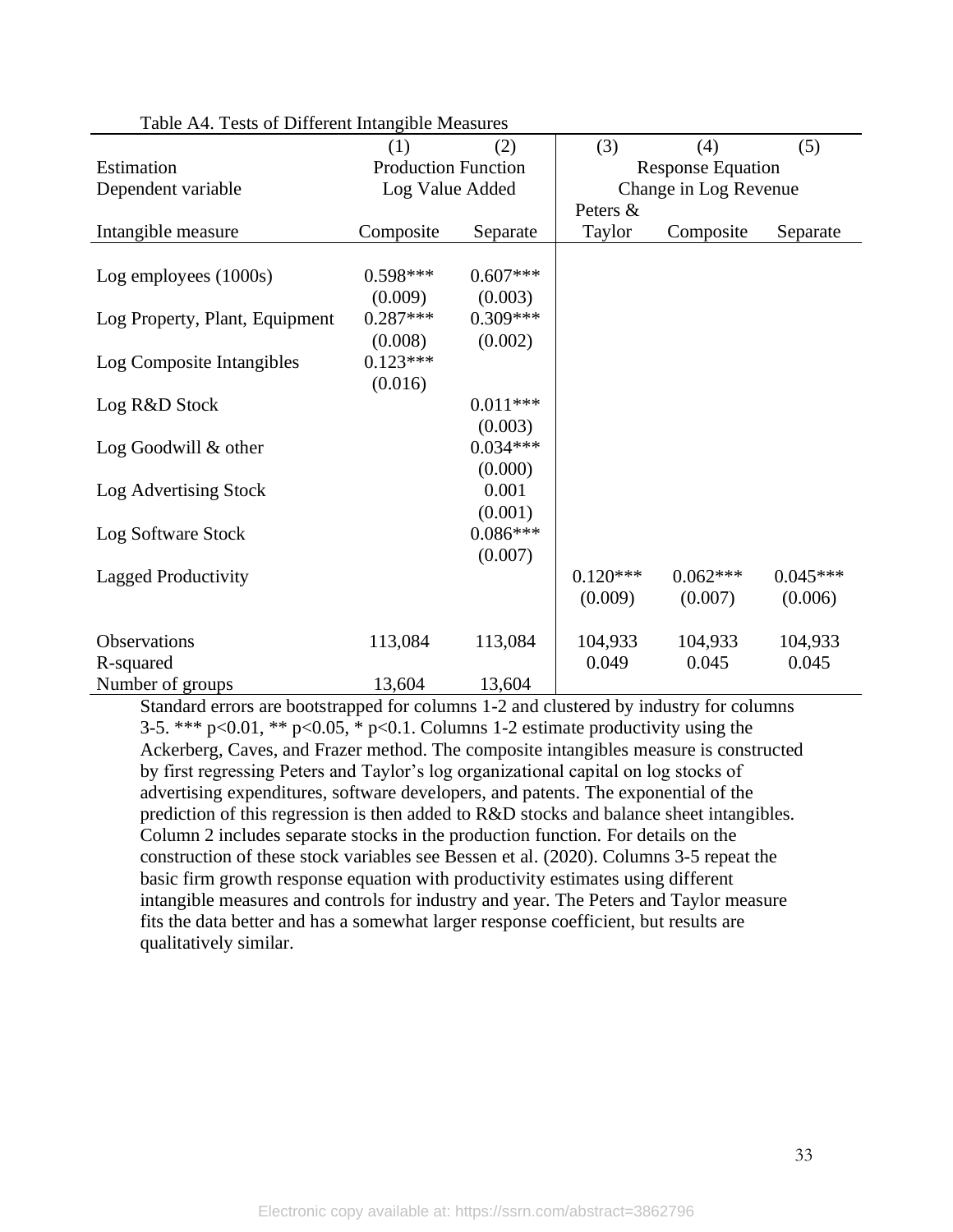Table A4. Tests of Different Intangible Measures

| | (1) | (2) | (3) | (4) | (5) |
|---|---|---|---|---|---|
| Estimation | Production Function | | Response Equation | | |
| Dependent variable | Log Value Added | | Change in Log Revenue | | |
| Intangible measure | Composite | Separate | Peters & Taylor | Composite | Separate |
| Log employees (1000s) | 0.598*** | 0.607*** | | | |
| | (0.009) | (0.003) | | | |
| Log Property, Plant, Equipment | 0.287*** | 0.309*** | | | |
| | (0.008) | (0.002) | | | |
| Log Composite Intangibles | 0.123*** | | | | |
| | (0.016) | | | | |
| Log R&D Stock | | 0.011*** | | | |
| | | (0.003) | | | |
| Log Goodwill & other | | 0.034*** | | | |
| | | (0.000) | | | |
| Log Advertising Stock | | 0.001 | | | |
| | | (0.001) | | | |
| Log Software Stock | | 0.086*** | | | |
| | | (0.007) | | | |
| Lagged Productivity | | | 0.120*** | 0.062*** | 0.045*** |
| | | | (0.009) | (0.007) | (0.006) |
| Observations | 113,084 | 113,084 | 104,933 | 104,933 | 104,933 |
| R-squared | | | 0.049 | 0.045 | 0.045 |
| Number of groups | 13,604 | 13,604 | | | |

Standard errors are bootstrapped for columns 1-2 and clustered by industry for columns 3-5. *** p<0.01, ** p<0.05, * p<0.1. Columns 1-2 estimate productivity using the Ackerberg, Caves, and Frazer method. The composite intangibles measure is constructed by first regressing Peters and Taylor's log organizational capital on log stocks of advertising expenditures, software developers, and patents. The exponential of the prediction of this regression is then added to R&D stocks and balance sheet intangibles. Column 2 includes separate stocks in the production function. For details on the construction of these stock variables see Bessen et al. (2020). Columns 3-5 repeat the basic firm growth response equation with productivity estimates using different intangible measures and controls for industry and year. The Peters and Taylor measure fits the data better and has a somewhat larger response coefficient, but results are qualitatively similar.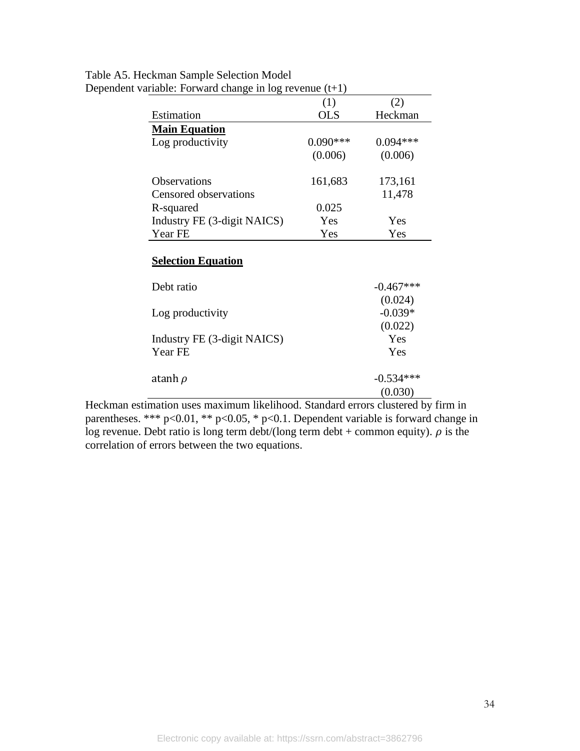Table A5. Heckman Sample Selection Model

Dependent variable: Forward change in log revenue (t+1)

| | (1) | (2) |
|---|---|---|
| Estimation | OLS | Heckman |
| **Main Equation** | | |
| Log productivity | 0.090*** | 0.094*** |
| | (0.006) | (0.006) |
| | | |
| Observations | 161,683 | 173,161 |
| Censored observations | | 11,478 |
| R-squared | 0.025 | |
| Industry FE (3-digit NAICS) | Yes | Yes |
| Year FE | Yes | Yes |
| | | |
| **Selection Equation** | | |
| | | |
| Debt ratio | | -0.467*** |
| | | (0.024) |
| Log productivity | | -0.039* |
| | | (0.022) |
| Industry FE (3-digit NAICS) | | Yes |
| Year FE | | Yes |
| | | |
| atanh $\rho$ | | -0.534*** |
| | | (0.030) |

Heckman estimation uses maximum likelihood. Standard errors clustered by firm in parentheses. *** p<0.01, ** p<0.05, * p<0.1. Dependent variable is forward change in log revenue. Debt ratio is long term debt/(long term debt + common equity). $\rho$ is the correlation of errors between the two equations.